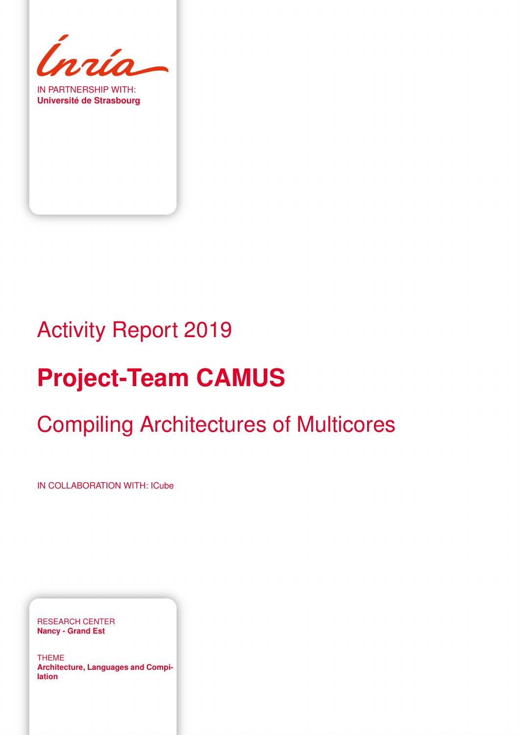IN PARTNERSHIP WITH:
**Université de Strasbourg**

# Activity Report 2019

# Project-Team CAMUS

## Compiling Architectures of Multicores

IN COLLABORATION WITH: ICube

RESEARCH CENTER
**Nancy - Grand Est**

THEME
**Architecture, Languages and Compilation**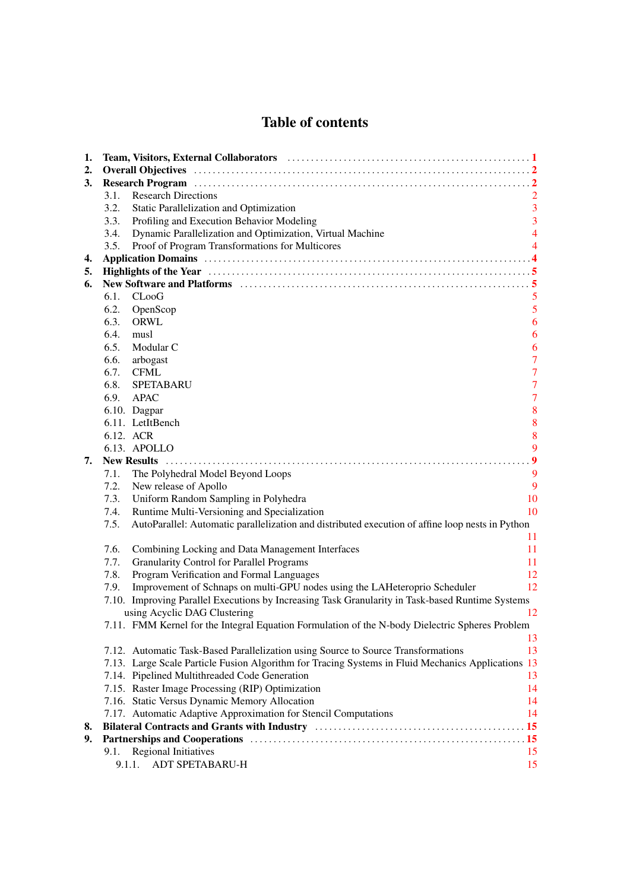# Table of contents

1. **Team, Visitors, External Collaborators** ..... 1
2. **Overall Objectives** ..... 2
3. **Research Program** ..... 2
   - 3.1. Research Directions ..... 2
   - 3.2. Static Parallelization and Optimization ..... 3
   - 3.3. Profiling and Execution Behavior Modeling ..... 3
   - 3.4. Dynamic Parallelization and Optimization, Virtual Machine ..... 4
   - 3.5. Proof of Program Transformations for Multicores ..... 4
4. **Application Domains** ..... 4
5. **Highlights of the Year** ..... 5
6. **New Software and Platforms** ..... 5
   - 6.1. CLooG ..... 5
   - 6.2. OpenScop ..... 5
   - 6.3. ORWL ..... 6
   - 6.4. musl ..... 6
   - 6.5. Modular C ..... 6
   - 6.6. arbogast ..... 7
   - 6.7. CFML ..... 7
   - 6.8. SPETABARU ..... 7
   - 6.9. APAC ..... 7
   - 6.10. Dagpar ..... 8
   - 6.11. LetItBench ..... 8
   - 6.12. ACR ..... 8
   - 6.13. APOLLO ..... 9
7. **New Results** ..... 9
   - 7.1. The Polyhedral Model Beyond Loops ..... 9
   - 7.2. New release of Apollo ..... 9
   - 7.3. Uniform Random Sampling in Polyhedra ..... 10
   - 7.4. Runtime Multi-Versioning and Specialization ..... 10
   - 7.5. AutoParallel: Automatic parallelization and distributed execution of affine loop nests in Python ..... 11
   - 7.6. Combining Locking and Data Management Interfaces ..... 11
   - 7.7. Granularity Control for Parallel Programs ..... 11
   - 7.8. Program Verification and Formal Languages ..... 12
   - 7.9. Improvement of Schnaps on multi-GPU nodes using the LAHeteroprio Scheduler ..... 12
   - 7.10. Improving Parallel Executions by Increasing Task Granularity in Task-based Runtime Systems using Acyclic DAG Clustering ..... 12
   - 7.11. FMM Kernel for the Integral Equation Formulation of the N-body Dielectric Spheres Problem ..... 13
   - 7.12. Automatic Task-Based Parallelization using Source to Source Transformations ..... 13
   - 7.13. Large Scale Particle Fusion Algorithm for Tracing Systems in Fluid Mechanics Applications ..... 13
   - 7.14. Pipelined Multithreaded Code Generation ..... 13
   - 7.15. Raster Image Processing (RIP) Optimization ..... 14
   - 7.16. Static Versus Dynamic Memory Allocation ..... 14
   - 7.17. Automatic Adaptive Approximation for Stencil Computations ..... 14
8. **Bilateral Contracts and Grants with Industry** ..... 15
9. **Partnerships and Cooperations** ..... 15
   - 9.1. Regional Initiatives ..... 15
     - 9.1.1. ADT SPETABARU-H ..... 15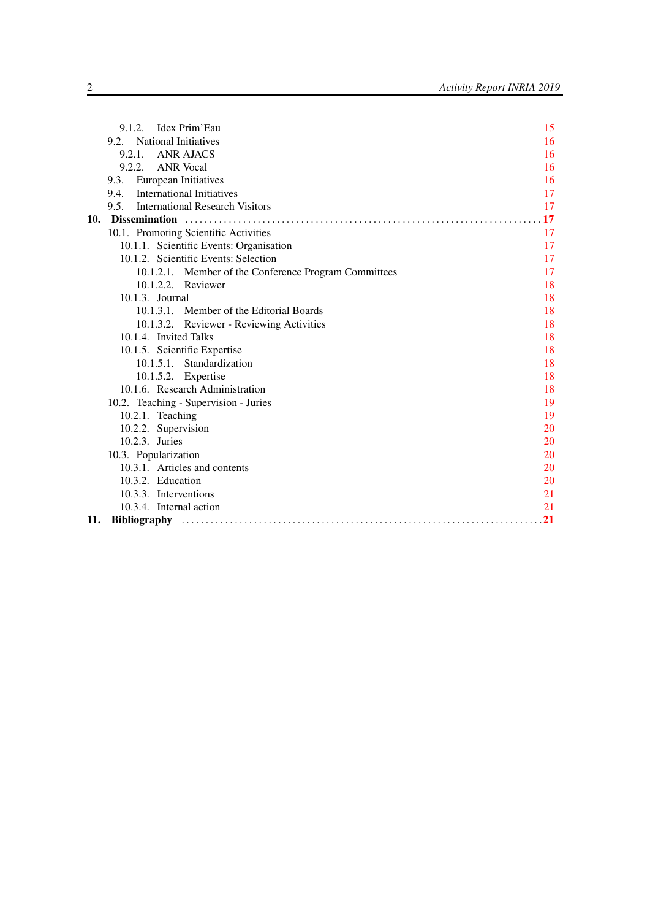9.1.2. Idex Prim'Eau 15
9.2. National Initiatives 16
9.2.1. ANR AJACS 16
9.2.2. ANR Vocal 16
9.3. European Initiatives 16
9.4. International Initiatives 17
9.5. International Research Visitors 17

**10. Dissemination** ....................................................................... **17**

10.1. Promoting Scientific Activities 17
10.1.1. Scientific Events: Organisation 17
10.1.2. Scientific Events: Selection 17
10.1.2.1. Member of the Conference Program Committees 17
10.1.2.2. Reviewer 18
10.1.3. Journal 18
10.1.3.1. Member of the Editorial Boards 18
10.1.3.2. Reviewer - Reviewing Activities 18
10.1.4. Invited Talks 18
10.1.5. Scientific Expertise 18
10.1.5.1. Standardization 18
10.1.5.2. Expertise 18
10.1.6. Research Administration 18
10.2. Teaching - Supervision - Juries 19
10.2.1. Teaching 19
10.2.2. Supervision 20
10.2.3. Juries 20
10.3. Popularization 20
10.3.1. Articles and contents 20
10.3.2. Education 20
10.3.3. Interventions 21
10.3.4. Internal action 21

**11. Bibliography** ....................................................................... **21**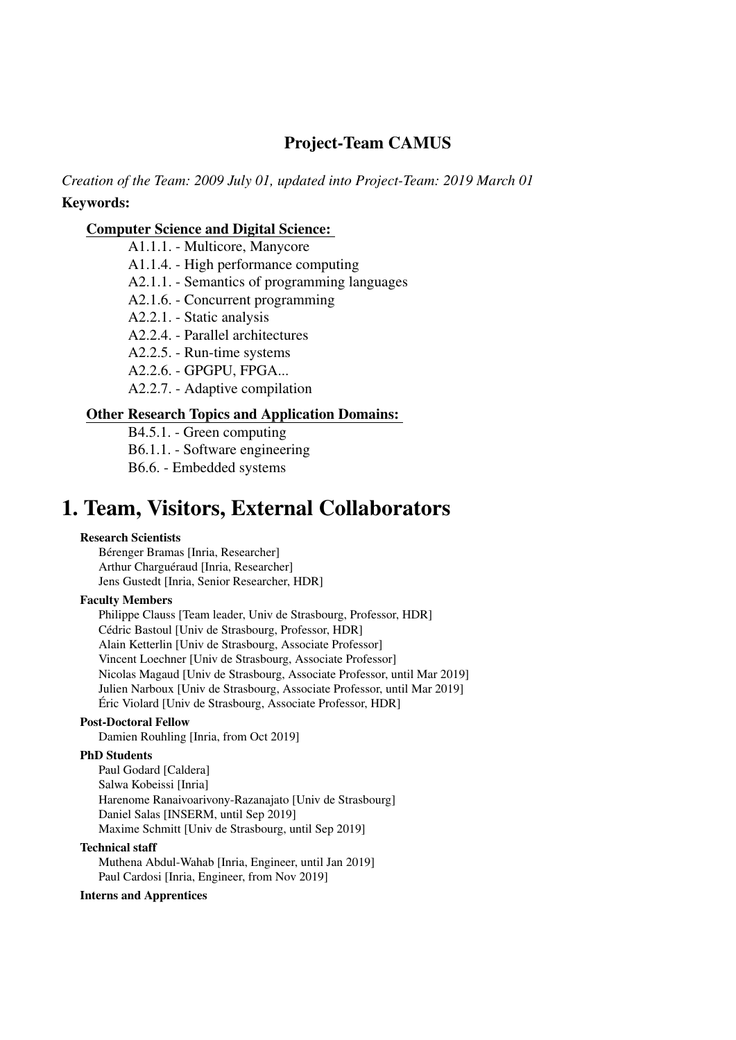# Project-Team CAMUS

*Creation of the Team: 2009 July 01, updated into Project-Team: 2019 March 01*

**Keywords:**

**Computer Science and Digital Science:**

- A1.1.1. - Multicore, Manycore
- A1.1.4. - High performance computing
- A2.1.1. - Semantics of programming languages
- A2.1.6. - Concurrent programming
- A2.2.1. - Static analysis
- A2.2.4. - Parallel architectures
- A2.2.5. - Run-time systems
- A2.2.6. - GPGPU, FPGA...
- A2.2.7. - Adaptive compilation

**Other Research Topics and Application Domains:**

- B4.5.1. - Green computing
- B6.1.1. - Software engineering
- B6.6. - Embedded systems

# 1. Team, Visitors, External Collaborators

**Research Scientists**

Bérenger Bramas [Inria, Researcher]
Arthur Charguéraud [Inria, Researcher]
Jens Gustedt [Inria, Senior Researcher, HDR]

**Faculty Members**

Philippe Clauss [Team leader, Univ de Strasbourg, Professor, HDR]
Cédric Bastoul [Univ de Strasbourg, Professor, HDR]
Alain Ketterlin [Univ de Strasbourg, Associate Professor]
Vincent Loechner [Univ de Strasbourg, Associate Professor]
Nicolas Magaud [Univ de Strasbourg, Associate Professor, until Mar 2019]
Julien Narboux [Univ de Strasbourg, Associate Professor, until Mar 2019]
Éric Violard [Univ de Strasbourg, Associate Professor, HDR]

**Post-Doctoral Fellow**

Damien Rouhling [Inria, from Oct 2019]

**PhD Students**

Paul Godard [Caldera]
Salwa Kobeissi [Inria]
Harenome Ranaivoarivony-Razanajato [Univ de Strasbourg]
Daniel Salas [INSERM, until Sep 2019]
Maxime Schmitt [Univ de Strasbourg, until Sep 2019]

**Technical staff**

Muthena Abdul-Wahab [Inria, Engineer, until Jan 2019]
Paul Cardosi [Inria, Engineer, from Nov 2019]

**Interns and Apprentices**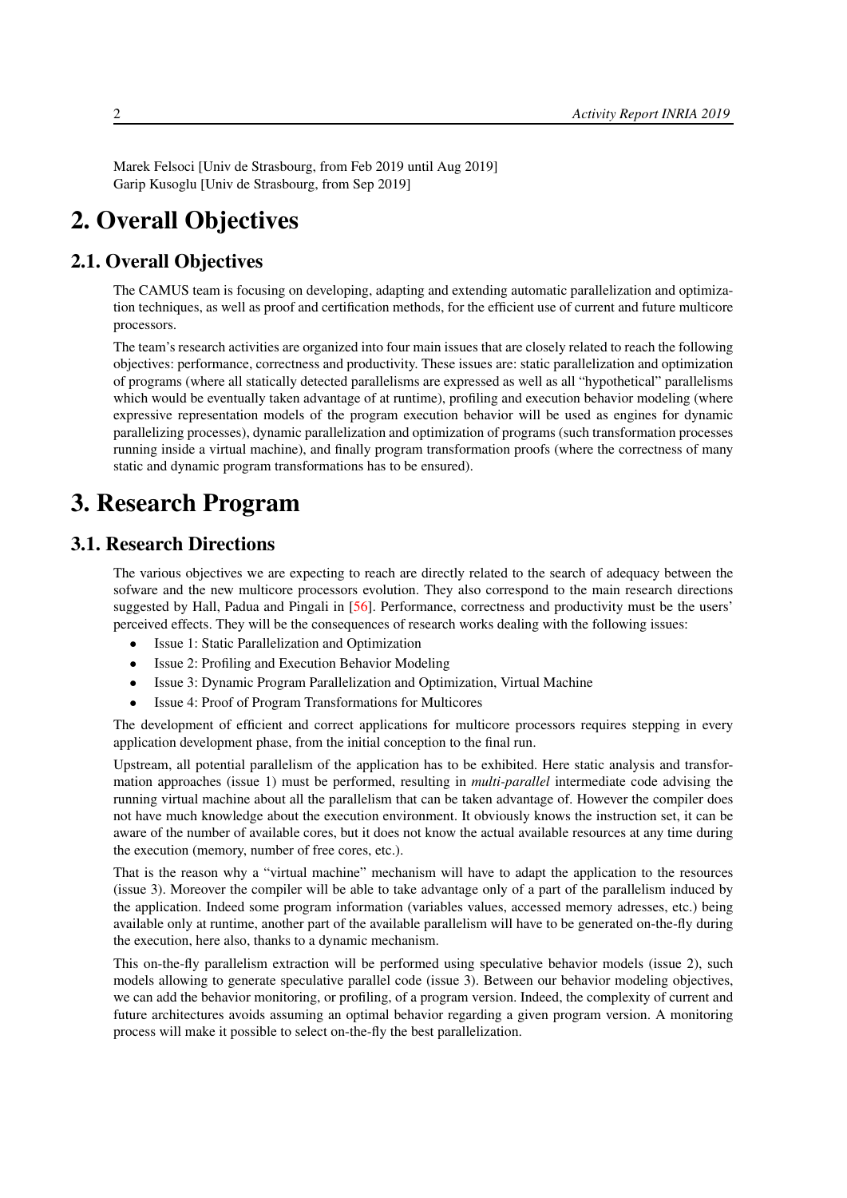Marek Felsoci [Univ de Strasbourg, from Feb 2019 until Aug 2019]
Garip Kusoglu [Univ de Strasbourg, from Sep 2019]

# 2. Overall Objectives

## 2.1. Overall Objectives

The CAMUS team is focusing on developing, adapting and extending automatic parallelization and optimization techniques, as well as proof and certification methods, for the efficient use of current and future multicore processors.

The team's research activities are organized into four main issues that are closely related to reach the following objectives: performance, correctness and productivity. These issues are: static parallelization and optimization of programs (where all statically detected parallelisms are expressed as well as all "hypothetical" parallelisms which would be eventually taken advantage of at runtime), profiling and execution behavior modeling (where expressive representation models of the program execution behavior will be used as engines for dynamic parallelizing processes), dynamic parallelization and optimization of programs (such transformation processes running inside a virtual machine), and finally program transformation proofs (where the correctness of many static and dynamic program transformations has to be ensured).

# 3. Research Program

## 3.1. Research Directions

The various objectives we are expecting to reach are directly related to the search of adequacy between the sofware and the new multicore processors evolution. They also correspond to the main research directions suggested by Hall, Padua and Pingali in [56]. Performance, correctness and productivity must be the users' perceived effects. They will be the consequences of research works dealing with the following issues:

- Issue 1: Static Parallelization and Optimization
- Issue 2: Profiling and Execution Behavior Modeling
- Issue 3: Dynamic Program Parallelization and Optimization, Virtual Machine
- Issue 4: Proof of Program Transformations for Multicores

The development of efficient and correct applications for multicore processors requires stepping in every application development phase, from the initial conception to the final run.

Upstream, all potential parallelism of the application has to be exhibited. Here static analysis and transformation approaches (issue 1) must be performed, resulting in *multi-parallel* intermediate code advising the running virtual machine about all the parallelism that can be taken advantage of. However the compiler does not have much knowledge about the execution environment. It obviously knows the instruction set, it can be aware of the number of available cores, but it does not know the actual available resources at any time during the execution (memory, number of free cores, etc.).

That is the reason why a "virtual machine" mechanism will have to adapt the application to the resources (issue 3). Moreover the compiler will be able to take advantage only of a part of the parallelism induced by the application. Indeed some program information (variables values, accessed memory adresses, etc.) being available only at runtime, another part of the available parallelism will have to be generated on-the-fly during the execution, here also, thanks to a dynamic mechanism.

This on-the-fly parallelism extraction will be performed using speculative behavior models (issue 2), such models allowing to generate speculative parallel code (issue 3). Between our behavior modeling objectives, we can add the behavior monitoring, or profiling, of a program version. Indeed, the complexity of current and future architectures avoids assuming an optimal behavior regarding a given program version. A monitoring process will make it possible to select on-the-fly the best parallelization.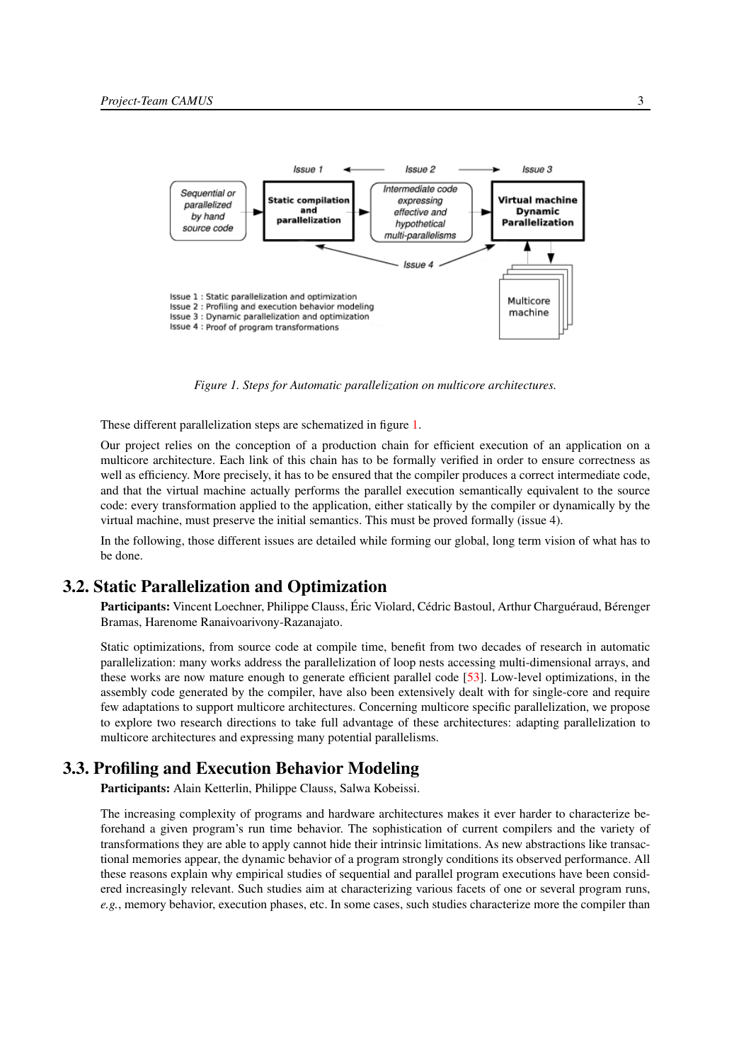Figure 1. Steps for Automatic parallelization on multicore architectures.

These different parallelization steps are schematized in figure 1.

Our project relies on the conception of a production chain for efficient execution of an application on a multicore architecture. Each link of this chain has to be formally verified in order to ensure correctness as well as efficiency. More precisely, it has to be ensured that the compiler produces a correct intermediate code, and that the virtual machine actually performs the parallel execution semantically equivalent to the source code: every transformation applied to the application, either statically by the compiler or dynamically by the virtual machine, must preserve the initial semantics. This must be proved formally (issue 4).

In the following, those different issues are detailed while forming our global, long term vision of what has to be done.

## 3.2. Static Parallelization and Optimization

**Participants:** Vincent Loechner, Philippe Clauss, Éric Violard, Cédric Bastoul, Arthur Charguéraud, Bérenger Bramas, Harenome Ranaivoarivony-Razanajato.

Static optimizations, from source code at compile time, benefit from two decades of research in automatic parallelization: many works address the parallelization of loop nests accessing multi-dimensional arrays, and these works are now mature enough to generate efficient parallel code [53]. Low-level optimizations, in the assembly code generated by the compiler, have also been extensively dealt with for single-core and require few adaptations to support multicore architectures. Concerning multicore specific parallelization, we propose to explore two research directions to take full advantage of these architectures: adapting parallelization to multicore architectures and expressing many potential parallelisms.

## 3.3. Profiling and Execution Behavior Modeling

**Participants:** Alain Ketterlin, Philippe Clauss, Salwa Kobeissi.

The increasing complexity of programs and hardware architectures makes it ever harder to characterize beforehand a given program's run time behavior. The sophistication of current compilers and the variety of transformations they are able to apply cannot hide their intrinsic limitations. As new abstractions like transactional memories appear, the dynamic behavior of a program strongly conditions its observed performance. All these reasons explain why empirical studies of sequential and parallel program executions have been considered increasingly relevant. Such studies aim at characterizing various facets of one or several program runs, *e.g.*, memory behavior, execution phases, etc. In some cases, such studies characterize more the compiler than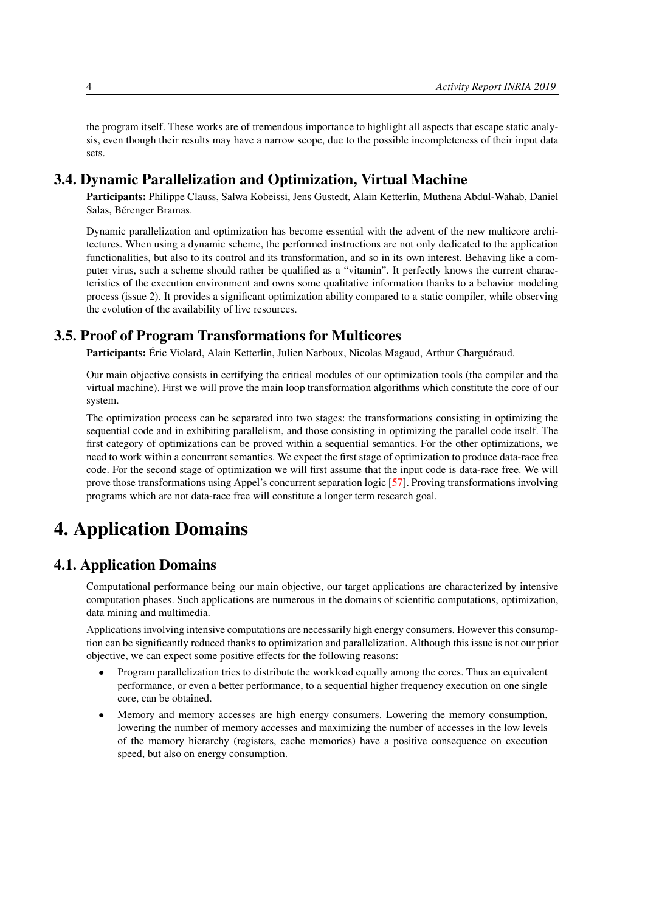the program itself. These works are of tremendous importance to highlight all aspects that escape static analysis, even though their results may have a narrow scope, due to the possible incompleteness of their input data sets.

## 3.4. Dynamic Parallelization and Optimization, Virtual Machine

**Participants:** Philippe Clauss, Salwa Kobeissi, Jens Gustedt, Alain Ketterlin, Muthena Abdul-Wahab, Daniel Salas, Bérenger Bramas.

Dynamic parallelization and optimization has become essential with the advent of the new multicore architectures. When using a dynamic scheme, the performed instructions are not only dedicated to the application functionalities, but also to its control and its transformation, and so in its own interest. Behaving like a computer virus, such a scheme should rather be qualified as a "vitamin". It perfectly knows the current characteristics of the execution environment and owns some qualitative information thanks to a behavior modeling process (issue 2). It provides a significant optimization ability compared to a static compiler, while observing the evolution of the availability of live resources.

## 3.5. Proof of Program Transformations for Multicores

**Participants:** Éric Violard, Alain Ketterlin, Julien Narboux, Nicolas Magaud, Arthur Charguéraud.

Our main objective consists in certifying the critical modules of our optimization tools (the compiler and the virtual machine). First we will prove the main loop transformation algorithms which constitute the core of our system.

The optimization process can be separated into two stages: the transformations consisting in optimizing the sequential code and in exhibiting parallelism, and those consisting in optimizing the parallel code itself. The first category of optimizations can be proved within a sequential semantics. For the other optimizations, we need to work within a concurrent semantics. We expect the first stage of optimization to produce data-race free code. For the second stage of optimization we will first assume that the input code is data-race free. We will prove those transformations using Appel's concurrent separation logic [57]. Proving transformations involving programs which are not data-race free will constitute a longer term research goal.

# 4. Application Domains

## 4.1. Application Domains

Computational performance being our main objective, our target applications are characterized by intensive computation phases. Such applications are numerous in the domains of scientific computations, optimization, data mining and multimedia.

Applications involving intensive computations are necessarily high energy consumers. However this consumption can be significantly reduced thanks to optimization and parallelization. Although this issue is not our prior objective, we can expect some positive effects for the following reasons:

- Program parallelization tries to distribute the workload equally among the cores. Thus an equivalent performance, or even a better performance, to a sequential higher frequency execution on one single core, can be obtained.
- Memory and memory accesses are high energy consumers. Lowering the memory consumption, lowering the number of memory accesses and maximizing the number of accesses in the low levels of the memory hierarchy (registers, cache memories) have a positive consequence on execution speed, but also on energy consumption.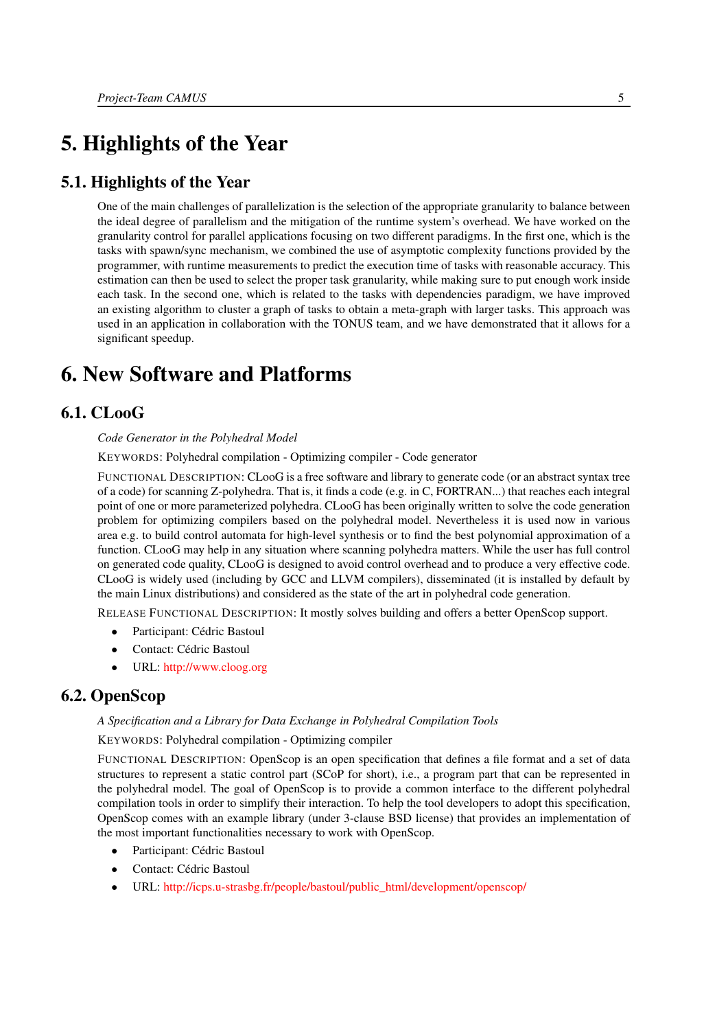# 5. Highlights of the Year

## 5.1. Highlights of the Year

One of the main challenges of parallelization is the selection of the appropriate granularity to balance between the ideal degree of parallelism and the mitigation of the runtime system's overhead. We have worked on the granularity control for parallel applications focusing on two different paradigms. In the first one, which is the tasks with spawn/sync mechanism, we combined the use of asymptotic complexity functions provided by the programmer, with runtime measurements to predict the execution time of tasks with reasonable accuracy. This estimation can then be used to select the proper task granularity, while making sure to put enough work inside each task. In the second one, which is related to the tasks with dependencies paradigm, we have improved an existing algorithm to cluster a graph of tasks to obtain a meta-graph with larger tasks. This approach was used in an application in collaboration with the TONUS team, and we have demonstrated that it allows for a significant speedup.

# 6. New Software and Platforms

## 6.1. CLooG

*Code Generator in the Polyhedral Model*

KEYWORDS: Polyhedral compilation - Optimizing compiler - Code generator

FUNCTIONAL DESCRIPTION: CLooG is a free software and library to generate code (or an abstract syntax tree of a code) for scanning Z-polyhedra. That is, it finds a code (e.g. in C, FORTRAN...) that reaches each integral point of one or more parameterized polyhedra. CLooG has been originally written to solve the code generation problem for optimizing compilers based on the polyhedral model. Nevertheless it is used now in various area e.g. to build control automata for high-level synthesis or to find the best polynomial approximation of a function. CLooG may help in any situation where scanning polyhedra matters. While the user has full control on generated code quality, CLooG is designed to avoid control overhead and to produce a very effective code. CLooG is widely used (including by GCC and LLVM compilers), disseminated (it is installed by default by the main Linux distributions) and considered as the state of the art in polyhedral code generation.

RELEASE FUNCTIONAL DESCRIPTION: It mostly solves building and offers a better OpenScop support.

- Participant: Cédric Bastoul
- Contact: Cédric Bastoul
- URL: http://www.cloog.org

## 6.2. OpenScop

*A Specification and a Library for Data Exchange in Polyhedral Compilation Tools*

KEYWORDS: Polyhedral compilation - Optimizing compiler

FUNCTIONAL DESCRIPTION: OpenScop is an open specification that defines a file format and a set of data structures to represent a static control part (SCoP for short), i.e., a program part that can be represented in the polyhedral model. The goal of OpenScop is to provide a common interface to the different polyhedral compilation tools in order to simplify their interaction. To help the tool developers to adopt this specification, OpenScop comes with an example library (under 3-clause BSD license) that provides an implementation of the most important functionalities necessary to work with OpenScop.

- Participant: Cédric Bastoul
- Contact: Cédric Bastoul
- URL: http://icps.u-strasbg.fr/people/bastoul/public_html/development/openscop/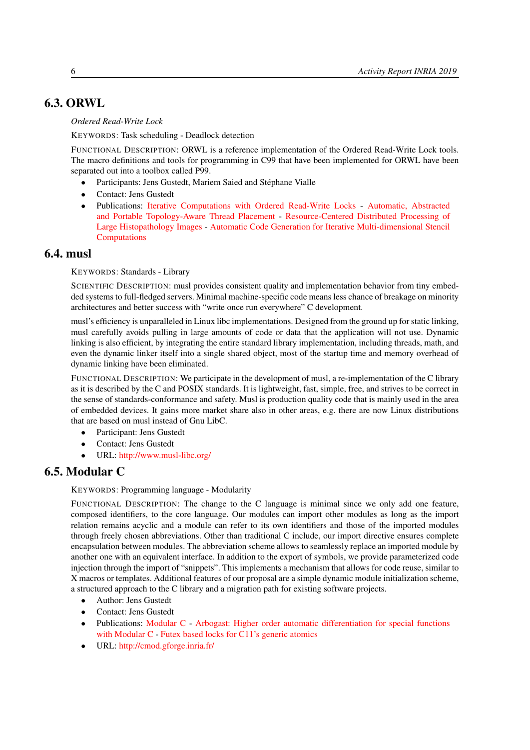## 6.3. ORWL

*Ordered Read-Write Lock*

KEYWORDS: Task scheduling - Deadlock detection

FUNCTIONAL DESCRIPTION: ORWL is a reference implementation of the Ordered Read-Write Lock tools. The macro definitions and tools for programming in C99 that have been implemented for ORWL have been separated out into a toolbox called P99.

- Participants: Jens Gustedt, Mariem Saied and Stéphane Vialle
- Contact: Jens Gustedt
- Publications: Iterative Computations with Ordered Read-Write Locks - Automatic, Abstracted and Portable Topology-Aware Thread Placement - Resource-Centered Distributed Processing of Large Histopathology Images - Automatic Code Generation for Iterative Multi-dimensional Stencil Computations

## 6.4. musl

KEYWORDS: Standards - Library

SCIENTIFIC DESCRIPTION: musl provides consistent quality and implementation behavior from tiny embedded systems to full-fledged servers. Minimal machine-specific code means less chance of breakage on minority architectures and better success with "write once run everywhere" C development.

musl's efficiency is unparalleled in Linux libc implementations. Designed from the ground up for static linking, musl carefully avoids pulling in large amounts of code or data that the application will not use. Dynamic linking is also efficient, by integrating the entire standard library implementation, including threads, math, and even the dynamic linker itself into a single shared object, most of the startup time and memory overhead of dynamic linking have been eliminated.

FUNCTIONAL DESCRIPTION: We participate in the development of musl, a re-implementation of the C library as it is described by the C and POSIX standards. It is lightweight, fast, simple, free, and strives to be correct in the sense of standards-conformance and safety. Musl is production quality code that is mainly used in the area of embedded devices. It gains more market share also in other areas, e.g. there are now Linux distributions that are based on musl instead of Gnu LibC.

- Participant: Jens Gustedt
- Contact: Jens Gustedt
- URL: http://www.musl-libc.org/

## 6.5. Modular C

KEYWORDS: Programming language - Modularity

FUNCTIONAL DESCRIPTION: The change to the C language is minimal since we only add one feature, composed identifiers, to the core language. Our modules can import other modules as long as the import relation remains acyclic and a module can refer to its own identifiers and those of the imported modules through freely chosen abbreviations. Other than traditional C include, our import directive ensures complete encapsulation between modules. The abbreviation scheme allows to seamlessly replace an imported module by another one with an equivalent interface. In addition to the export of symbols, we provide parameterized code injection through the import of "snippets". This implements a mechanism that allows for code reuse, similar to X macros or templates. Additional features of our proposal are a simple dynamic module initialization scheme, a structured approach to the C library and a migration path for existing software projects.

- Author: Jens Gustedt
- Contact: Jens Gustedt
- Publications: Modular C - Arbogast: Higher order automatic differentiation for special functions with Modular C - Futex based locks for C11's generic atomics
- URL: http://cmod.gforge.inria.fr/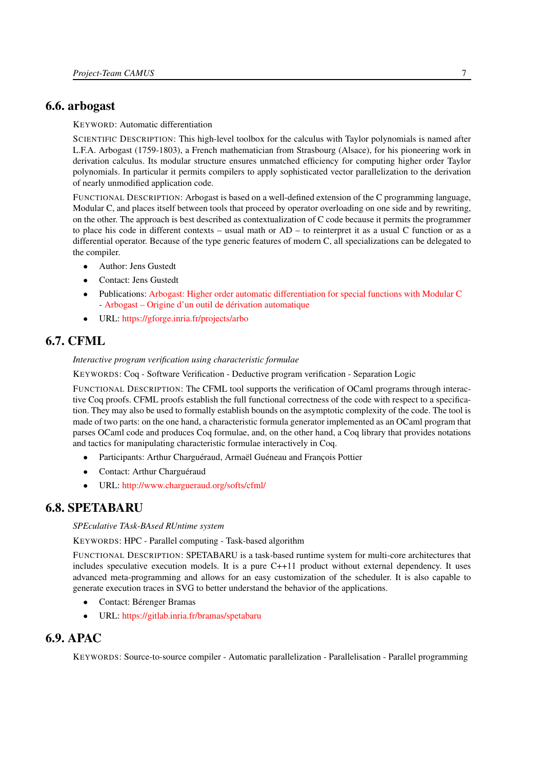## 6.6. arbogast

KEYWORD: Automatic differentiation

SCIENTIFIC DESCRIPTION: This high-level toolbox for the calculus with Taylor polynomials is named after L.F.A. Arbogast (1759-1803), a French mathematician from Strasbourg (Alsace), for his pioneering work in derivation calculus. Its modular structure ensures unmatched efficiency for computing higher order Taylor polynomials. In particular it permits compilers to apply sophisticated vector parallelization to the derivation of nearly unmodified application code.

FUNCTIONAL DESCRIPTION: Arbogast is based on a well-defined extension of the C programming language, Modular C, and places itself between tools that proceed by operator overloading on one side and by rewriting, on the other. The approach is best described as contextualization of C code because it permits the programmer to place his code in different contexts – usual math or AD – to reinterpret it as a usual C function or as a differential operator. Because of the type generic features of modern C, all specializations can be delegated to the compiler.

- Author: Jens Gustedt
- Contact: Jens Gustedt
- Publications: Arbogast: Higher order automatic differentiation for special functions with Modular C - Arbogast – Origine d'un outil de dérivation automatique
- URL: https://gforge.inria.fr/projects/arbo

## 6.7. CFML

*Interactive program verification using characteristic formulae*

KEYWORDS: Coq - Software Verification - Deductive program verification - Separation Logic

FUNCTIONAL DESCRIPTION: The CFML tool supports the verification of OCaml programs through interactive Coq proofs. CFML proofs establish the full functional correctness of the code with respect to a specification. They may also be used to formally establish bounds on the asymptotic complexity of the code. The tool is made of two parts: on the one hand, a characteristic formula generator implemented as an OCaml program that parses OCaml code and produces Coq formulae, and, on the other hand, a Coq library that provides notations and tactics for manipulating characteristic formulae interactively in Coq.

- Participants: Arthur Charguéraud, Armaël Guéneau and François Pottier
- Contact: Arthur Charguéraud
- URL: http://www.chargueraud.org/softs/cfml/

## 6.8. SPETABARU

*SPEculative TAsk-BAsed RUntime system*

KEYWORDS: HPC - Parallel computing - Task-based algorithm

FUNCTIONAL DESCRIPTION: SPETABARU is a task-based runtime system for multi-core architectures that includes speculative execution models. It is a pure C++11 product without external dependency. It uses advanced meta-programming and allows for an easy customization of the scheduler. It is also capable to generate execution traces in SVG to better understand the behavior of the applications.

- Contact: Bérenger Bramas
- URL: https://gitlab.inria.fr/bramas/spetabaru

## 6.9. APAC

KEYWORDS: Source-to-source compiler - Automatic parallelization - Parallelisation - Parallel programming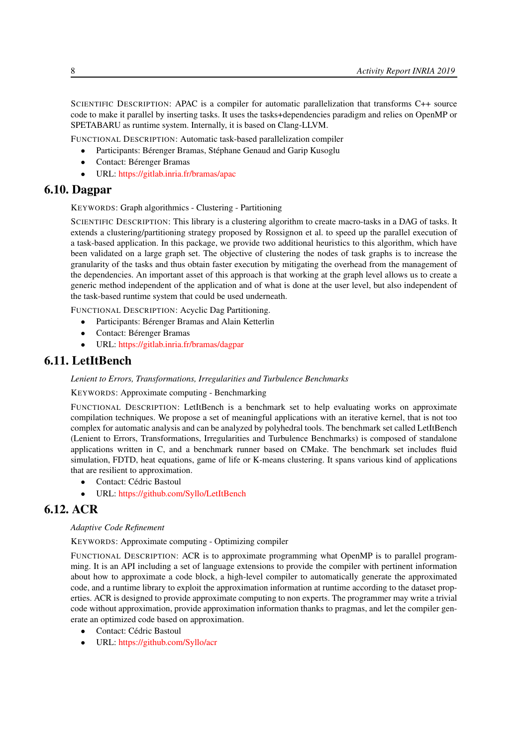SCIENTIFIC DESCRIPTION: APAC is a compiler for automatic parallelization that transforms C++ source code to make it parallel by inserting tasks. It uses the tasks+dependencies paradigm and relies on OpenMP or SPETABARU as runtime system. Internally, it is based on Clang-LLVM.

FUNCTIONAL DESCRIPTION: Automatic task-based parallelization compiler

- Participants: Bérenger Bramas, Stéphane Genaud and Garip Kusoglu
- Contact: Bérenger Bramas
- URL: https://gitlab.inria.fr/bramas/apac

## 6.10. Dagpar

KEYWORDS: Graph algorithmics - Clustering - Partitioning

SCIENTIFIC DESCRIPTION: This library is a clustering algorithm to create macro-tasks in a DAG of tasks. It extends a clustering/partitioning strategy proposed by Rossignon et al. to speed up the parallel execution of a task-based application. In this package, we provide two additional heuristics to this algorithm, which have been validated on a large graph set. The objective of clustering the nodes of task graphs is to increase the granularity of the tasks and thus obtain faster execution by mitigating the overhead from the management of the dependencies. An important asset of this approach is that working at the graph level allows us to create a generic method independent of the application and of what is done at the user level, but also independent of the task-based runtime system that could be used underneath.

FUNCTIONAL DESCRIPTION: Acyclic Dag Partitioning.

- Participants: Bérenger Bramas and Alain Ketterlin
- Contact: Bérenger Bramas
- URL: https://gitlab.inria.fr/bramas/dagpar

## 6.11. LetItBench

*Lenient to Errors, Transformations, Irregularities and Turbulence Benchmarks*

KEYWORDS: Approximate computing - Benchmarking

FUNCTIONAL DESCRIPTION: LetItBench is a benchmark set to help evaluating works on approximate compilation techniques. We propose a set of meaningful applications with an iterative kernel, that is not too complex for automatic analysis and can be analyzed by polyhedral tools. The benchmark set called LetItBench (Lenient to Errors, Transformations, Irregularities and Turbulence Benchmarks) is composed of standalone applications written in C, and a benchmark runner based on CMake. The benchmark set includes fluid simulation, FDTD, heat equations, game of life or K-means clustering. It spans various kind of applications that are resilient to approximation.

- Contact: Cédric Bastoul
- URL: https://github.com/Syllo/LetItBench

## 6.12. ACR

*Adaptive Code Refinement*

KEYWORDS: Approximate computing - Optimizing compiler

FUNCTIONAL DESCRIPTION: ACR is to approximate programming what OpenMP is to parallel programming. It is an API including a set of language extensions to provide the compiler with pertinent information about how to approximate a code block, a high-level compiler to automatically generate the approximated code, and a runtime library to exploit the approximation information at runtime according to the dataset properties. ACR is designed to provide approximate computing to non experts. The programmer may write a trivial code without approximation, provide approximation information thanks to pragmas, and let the compiler generate an optimized code based on approximation.

- Contact: Cédric Bastoul
- URL: https://github.com/Syllo/acr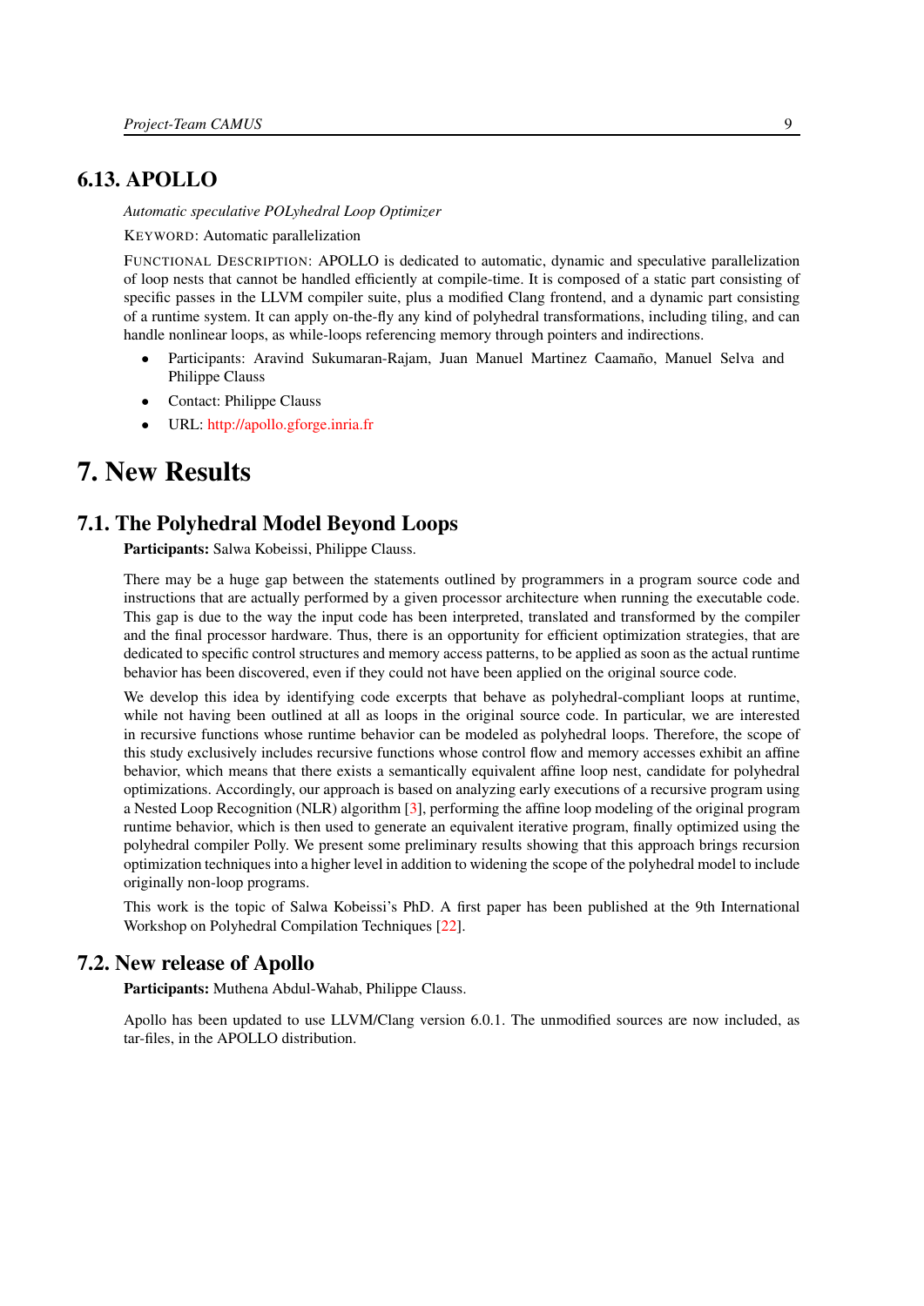## 6.13. APOLLO

*Automatic speculative POLyhedral Loop Optimizer*

KEYWORD: Automatic parallelization

FUNCTIONAL DESCRIPTION: APOLLO is dedicated to automatic, dynamic and speculative parallelization of loop nests that cannot be handled efficiently at compile-time. It is composed of a static part consisting of specific passes in the LLVM compiler suite, plus a modified Clang frontend, and a dynamic part consisting of a runtime system. It can apply on-the-fly any kind of polyhedral transformations, including tiling, and can handle nonlinear loops, as while-loops referencing memory through pointers and indirections.

- Participants: Aravind Sukumaran-Rajam, Juan Manuel Martinez Caamaño, Manuel Selva and Philippe Clauss
- Contact: Philippe Clauss
- URL: http://apollo.gforge.inria.fr

# 7. New Results

## 7.1. The Polyhedral Model Beyond Loops

**Participants:** Salwa Kobeissi, Philippe Clauss.

There may be a huge gap between the statements outlined by programmers in a program source code and instructions that are actually performed by a given processor architecture when running the executable code. This gap is due to the way the input code has been interpreted, translated and transformed by the compiler and the final processor hardware. Thus, there is an opportunity for efficient optimization strategies, that are dedicated to specific control structures and memory access patterns, to be applied as soon as the actual runtime behavior has been discovered, even if they could not have been applied on the original source code.

We develop this idea by identifying code excerpts that behave as polyhedral-compliant loops at runtime, while not having been outlined at all as loops in the original source code. In particular, we are interested in recursive functions whose runtime behavior can be modeled as polyhedral loops. Therefore, the scope of this study exclusively includes recursive functions whose control flow and memory accesses exhibit an affine behavior, which means that there exists a semantically equivalent affine loop nest, candidate for polyhedral optimizations. Accordingly, our approach is based on analyzing early executions of a recursive program using a Nested Loop Recognition (NLR) algorithm [3], performing the affine loop modeling of the original program runtime behavior, which is then used to generate an equivalent iterative program, finally optimized using the polyhedral compiler Polly. We present some preliminary results showing that this approach brings recursion optimization techniques into a higher level in addition to widening the scope of the polyhedral model to include originally non-loop programs.

This work is the topic of Salwa Kobeissi's PhD. A first paper has been published at the 9th International Workshop on Polyhedral Compilation Techniques [22].

## 7.2. New release of Apollo

**Participants:** Muthena Abdul-Wahab, Philippe Clauss.

Apollo has been updated to use LLVM/Clang version 6.0.1. The unmodified sources are now included, as tar-files, in the APOLLO distribution.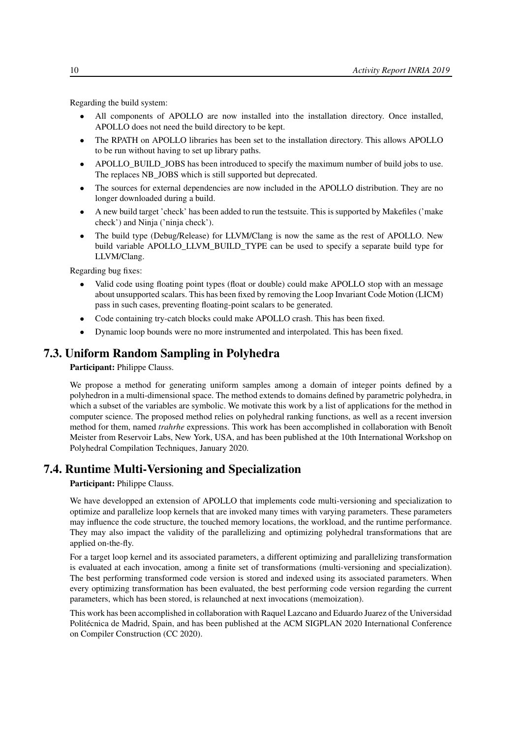Regarding the build system:

- All components of APOLLO are now installed into the installation directory. Once installed, APOLLO does not need the build directory to be kept.
- The RPATH on APOLLO libraries has been set to the installation directory. This allows APOLLO to be run without having to set up library paths.
- APOLLO_BUILD_JOBS has been introduced to specify the maximum number of build jobs to use. The replaces NB_JOBS which is still supported but deprecated.
- The sources for external dependencies are now included in the APOLLO distribution. They are no longer downloaded during a build.
- A new build target 'check' has been added to run the testsuite. This is supported by Makefiles ('make check') and Ninja ('ninja check').
- The build type (Debug/Release) for LLVM/Clang is now the same as the rest of APOLLO. New build variable APOLLO_LLVM_BUILD_TYPE can be used to specify a separate build type for LLVM/Clang.

Regarding bug fixes:

- Valid code using floating point types (float or double) could make APOLLO stop with an message about unsupported scalars. This has been fixed by removing the Loop Invariant Code Motion (LICM) pass in such cases, preventing floating-point scalars to be generated.
- Code containing try-catch blocks could make APOLLO crash. This has been fixed.
- Dynamic loop bounds were no more instrumented and interpolated. This has been fixed.

## 7.3. Uniform Random Sampling in Polyhedra

**Participant:** Philippe Clauss.

We propose a method for generating uniform samples among a domain of integer points defined by a polyhedron in a multi-dimensional space. The method extends to domains defined by parametric polyhedra, in which a subset of the variables are symbolic. We motivate this work by a list of applications for the method in computer science. The proposed method relies on polyhedral ranking functions, as well as a recent inversion method for them, named *trahrhe* expressions. This work has been accomplished in collaboration with Benoît Meister from Reservoir Labs, New York, USA, and has been published at the 10th International Workshop on Polyhedral Compilation Techniques, January 2020.

## 7.4. Runtime Multi-Versioning and Specialization

**Participant:** Philippe Clauss.

We have developped an extension of APOLLO that implements code multi-versioning and specialization to optimize and parallelize loop kernels that are invoked many times with varying parameters. These parameters may influence the code structure, the touched memory locations, the workload, and the runtime performance. They may also impact the validity of the parallelizing and optimizing polyhedral transformations that are applied on-the-fly.

For a target loop kernel and its associated parameters, a different optimizing and parallelizing transformation is evaluated at each invocation, among a finite set of transformations (multi-versioning and specialization). The best performing transformed code version is stored and indexed using its associated parameters. When every optimizing transformation has been evaluated, the best performing code version regarding the current parameters, which has been stored, is relaunched at next invocations (memoization).

This work has been accomplished in collaboration with Raquel Lazcano and Eduardo Juarez of the Universidad Politécnica de Madrid, Spain, and has been published at the ACM SIGPLAN 2020 International Conference on Compiler Construction (CC 2020).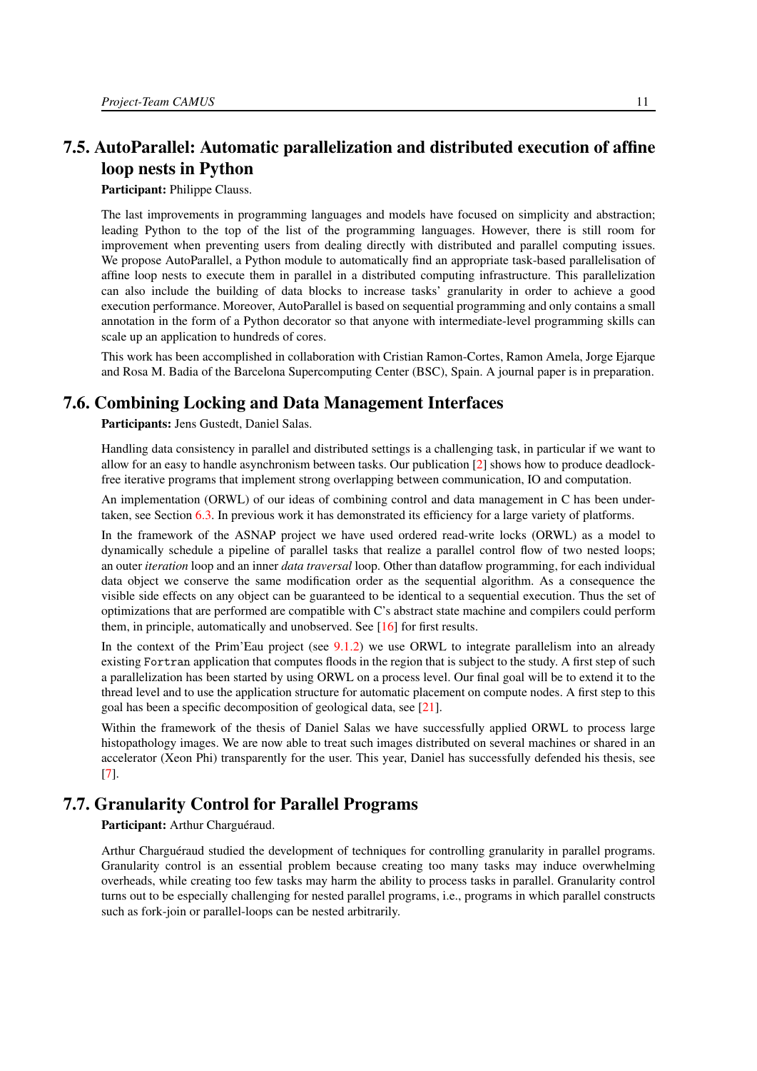## 7.5. AutoParallel: Automatic parallelization and distributed execution of affine loop nests in Python

**Participant:** Philippe Clauss.

The last improvements in programming languages and models have focused on simplicity and abstraction; leading Python to the top of the list of the programming languages. However, there is still room for improvement when preventing users from dealing directly with distributed and parallel computing issues. We propose AutoParallel, a Python module to automatically find an appropriate task-based parallelisation of affine loop nests to execute them in parallel in a distributed computing infrastructure. This parallelization can also include the building of data blocks to increase tasks' granularity in order to achieve a good execution performance. Moreover, AutoParallel is based on sequential programming and only contains a small annotation in the form of a Python decorator so that anyone with intermediate-level programming skills can scale up an application to hundreds of cores.

This work has been accomplished in collaboration with Cristian Ramon-Cortes, Ramon Amela, Jorge Ejarque and Rosa M. Badia of the Barcelona Supercomputing Center (BSC), Spain. A journal paper is in preparation.

## 7.6. Combining Locking and Data Management Interfaces

**Participants:** Jens Gustedt, Daniel Salas.

Handling data consistency in parallel and distributed settings is a challenging task, in particular if we want to allow for an easy to handle asynchronism between tasks. Our publication [2] shows how to produce deadlock-free iterative programs that implement strong overlapping between communication, IO and computation.

An implementation (ORWL) of our ideas of combining control and data management in C has been undertaken, see Section 6.3. In previous work it has demonstrated its efficiency for a large variety of platforms.

In the framework of the ASNAP project we have used ordered read-write locks (ORWL) as a model to dynamically schedule a pipeline of parallel tasks that realize a parallel control flow of two nested loops; an outer *iteration* loop and an inner *data traversal* loop. Other than dataflow programming, for each individual data object we conserve the same modification order as the sequential algorithm. As a consequence the visible side effects on any object can be guaranteed to be identical to a sequential execution. Thus the set of optimizations that are performed are compatible with C's abstract state machine and compilers could perform them, in principle, automatically and unobserved. See [16] for first results.

In the context of the Prim'Eau project (see 9.1.2) we use ORWL to integrate parallelism into an already existing `Fortran` application that computes floods in the region that is subject to the study. A first step of such a parallelization has been started by using ORWL on a process level. Our final goal will be to extend it to the thread level and to use the application structure for automatic placement on compute nodes. A first step to this goal has been a specific decomposition of geological data, see [21].

Within the framework of the thesis of Daniel Salas we have successfully applied ORWL to process large histopathology images. We are now able to treat such images distributed on several machines or shared in an accelerator (Xeon Phi) transparently for the user. This year, Daniel has successfully defended his thesis, see [7].

## 7.7. Granularity Control for Parallel Programs

**Participant:** Arthur Charguéraud.

Arthur Charguéraud studied the development of techniques for controlling granularity in parallel programs. Granularity control is an essential problem because creating too many tasks may induce overwhelming overheads, while creating too few tasks may harm the ability to process tasks in parallel. Granularity control turns out to be especially challenging for nested parallel programs, i.e., programs in which parallel constructs such as fork-join or parallel-loops can be nested arbitrarily.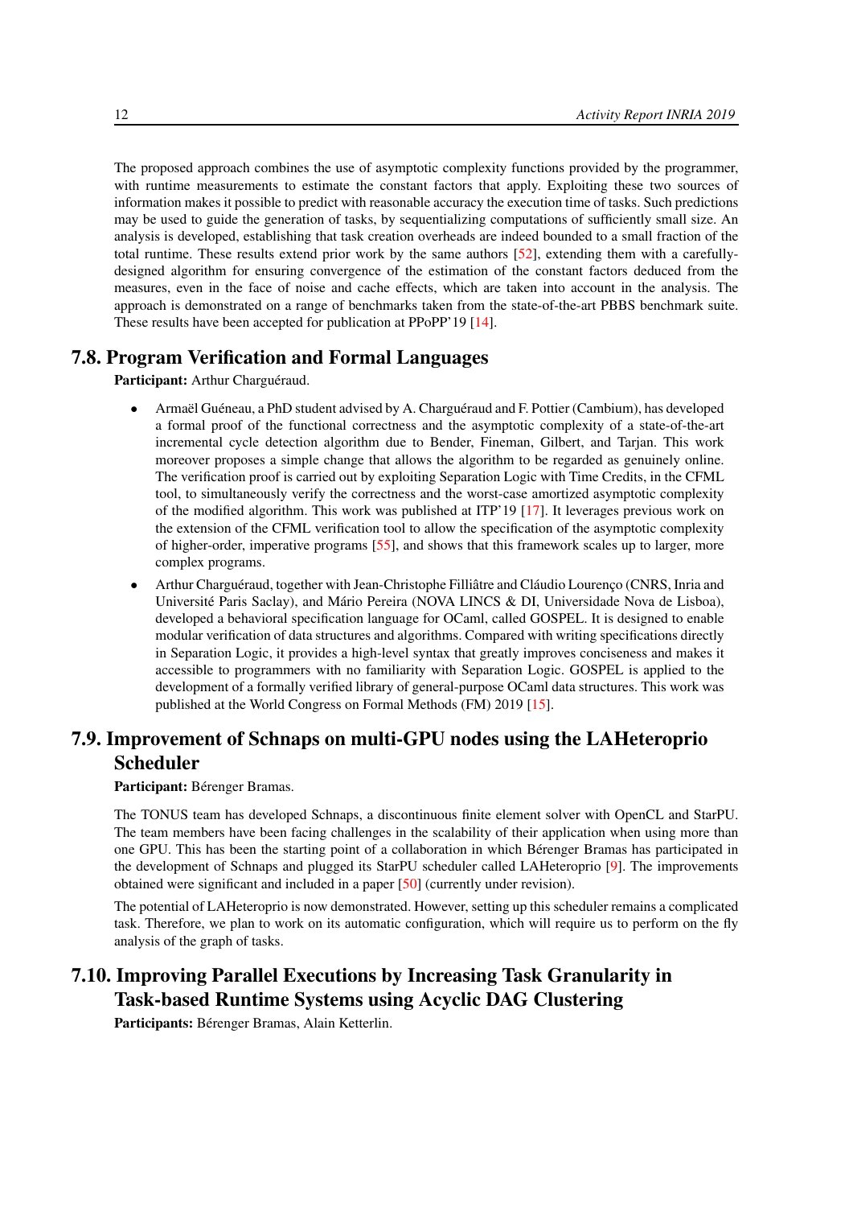The proposed approach combines the use of asymptotic complexity functions provided by the programmer, with runtime measurements to estimate the constant factors that apply. Exploiting these two sources of information makes it possible to predict with reasonable accuracy the execution time of tasks. Such predictions may be used to guide the generation of tasks, by sequentializing computations of sufficiently small size. An analysis is developed, establishing that task creation overheads are indeed bounded to a small fraction of the total runtime. These results extend prior work by the same authors [52], extending them with a carefully-designed algorithm for ensuring convergence of the estimation of the constant factors deduced from the measures, even in the face of noise and cache effects, which are taken into account in the analysis. The approach is demonstrated on a range of benchmarks taken from the state-of-the-art PBBS benchmark suite. These results have been accepted for publication at PPoPP'19 [14].

## 7.8. Program Verification and Formal Languages

**Participant:** Arthur Charguéraud.

- Armaël Guéneau, a PhD student advised by A. Charguéraud and F. Pottier (Cambium), has developed a formal proof of the functional correctness and the asymptotic complexity of a state-of-the-art incremental cycle detection algorithm due to Bender, Fineman, Gilbert, and Tarjan. This work moreover proposes a simple change that allows the algorithm to be regarded as genuinely online. The verification proof is carried out by exploiting Separation Logic with Time Credits, in the CFML tool, to simultaneously verify the correctness and the worst-case amortized asymptotic complexity of the modified algorithm. This work was published at ITP'19 [17]. It leverages previous work on the extension of the CFML verification tool to allow the specification of the asymptotic complexity of higher-order, imperative programs [55], and shows that this framework scales up to larger, more complex programs.
- Arthur Charguéraud, together with Jean-Christophe Filliâtre and Cláudio Lourenço (CNRS, Inria and Université Paris Saclay), and Mário Pereira (NOVA LINCS & DI, Universidade Nova de Lisboa), developed a behavioral specification language for OCaml, called GOSPEL. It is designed to enable modular verification of data structures and algorithms. Compared with writing specifications directly in Separation Logic, it provides a high-level syntax that greatly improves conciseness and makes it accessible to programmers with no familiarity with Separation Logic. GOSPEL is applied to the development of a formally verified library of general-purpose OCaml data structures. This work was published at the World Congress on Formal Methods (FM) 2019 [15].

## 7.9. Improvement of Schnaps on multi-GPU nodes using the LAHeteroprio Scheduler

**Participant:** Bérenger Bramas.

The TONUS team has developed Schnaps, a discontinuous finite element solver with OpenCL and StarPU. The team members have been facing challenges in the scalability of their application when using more than one GPU. This has been the starting point of a collaboration in which Bérenger Bramas has participated in the development of Schnaps and plugged its StarPU scheduler called LAHeteroprio [9]. The improvements obtained were significant and included in a paper [50] (currently under revision).

The potential of LAHeteroprio is now demonstrated. However, setting up this scheduler remains a complicated task. Therefore, we plan to work on its automatic configuration, which will require us to perform on the fly analysis of the graph of tasks.

## 7.10. Improving Parallel Executions by Increasing Task Granularity in Task-based Runtime Systems using Acyclic DAG Clustering

**Participants:** Bérenger Bramas, Alain Ketterlin.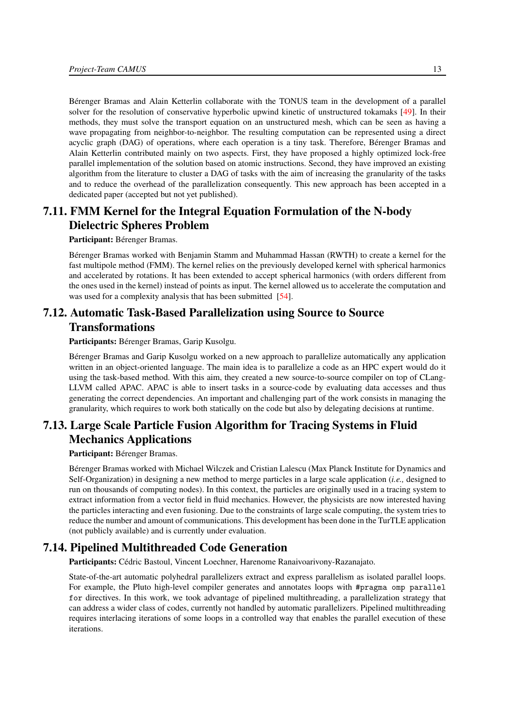Bérenger Bramas and Alain Ketterlin collaborate with the TONUS team in the development of a parallel solver for the resolution of conservative hyperbolic upwind kinetic of unstructured tokamaks [49]. In their methods, they must solve the transport equation on an unstructured mesh, which can be seen as having a wave propagating from neighbor-to-neighbor. The resulting computation can be represented using a direct acyclic graph (DAG) of operations, where each operation is a tiny task. Therefore, Bérenger Bramas and Alain Ketterlin contributed mainly on two aspects. First, they have proposed a highly optimized lock-free parallel implementation of the solution based on atomic instructions. Second, they have improved an existing algorithm from the literature to cluster a DAG of tasks with the aim of increasing the granularity of the tasks and to reduce the overhead of the parallelization consequently. This new approach has been accepted in a dedicated paper (accepted but not yet published).

## 7.11. FMM Kernel for the Integral Equation Formulation of the N-body Dielectric Spheres Problem

**Participant:** Bérenger Bramas.

Bérenger Bramas worked with Benjamin Stamm and Muhammad Hassan (RWTH) to create a kernel for the fast multipole method (FMM). The kernel relies on the previously developed kernel with spherical harmonics and accelerated by rotations. It has been extended to accept spherical harmonics (with orders different from the ones used in the kernel) instead of points as input. The kernel allowed us to accelerate the computation and was used for a complexity analysis that has been submitted [54].

## 7.12. Automatic Task-Based Parallelization using Source to Source Transformations

**Participants:** Bérenger Bramas, Garip Kusolgu.

Bérenger Bramas and Garip Kusolgu worked on a new approach to parallelize automatically any application written in an object-oriented language. The main idea is to parallelize a code as an HPC expert would do it using the task-based method. With this aim, they created a new source-to-source compiler on top of CLang-LLVM called APAC. APAC is able to insert tasks in a source-code by evaluating data accesses and thus generating the correct dependencies. An important and challenging part of the work consists in managing the granularity, which requires to work both statically on the code but also by delegating decisions at runtime.

## 7.13. Large Scale Particle Fusion Algorithm for Tracing Systems in Fluid Mechanics Applications

**Participant:** Bérenger Bramas.

Bérenger Bramas worked with Michael Wilczek and Cristian Lalescu (Max Planck Institute for Dynamics and Self-Organization) in designing a new method to merge particles in a large scale application (*i.e.,* designed to run on thousands of computing nodes). In this context, the particles are originally used in a tracing system to extract information from a vector field in fluid mechanics. However, the physicists are now interested having the particles interacting and even fusioning. Due to the constraints of large scale computing, the system tries to reduce the number and amount of communications. This development has been done in the TurTLE application (not publicly available) and is currently under evaluation.

## 7.14. Pipelined Multithreaded Code Generation

**Participants:** Cédric Bastoul, Vincent Loechner, Harenome Ranaivoarivony-Razanajato.

State-of-the-art automatic polyhedral parallelizers extract and express parallelism as isolated parallel loops. For example, the Pluto high-level compiler generates and annotates loops with `#pragma omp parallel for` directives. In this work, we took advantage of pipelined multithreading, a parallelization strategy that can address a wider class of codes, currently not handled by automatic parallelizers. Pipelined multithreading requires interlacing iterations of some loops in a controlled way that enables the parallel execution of these iterations.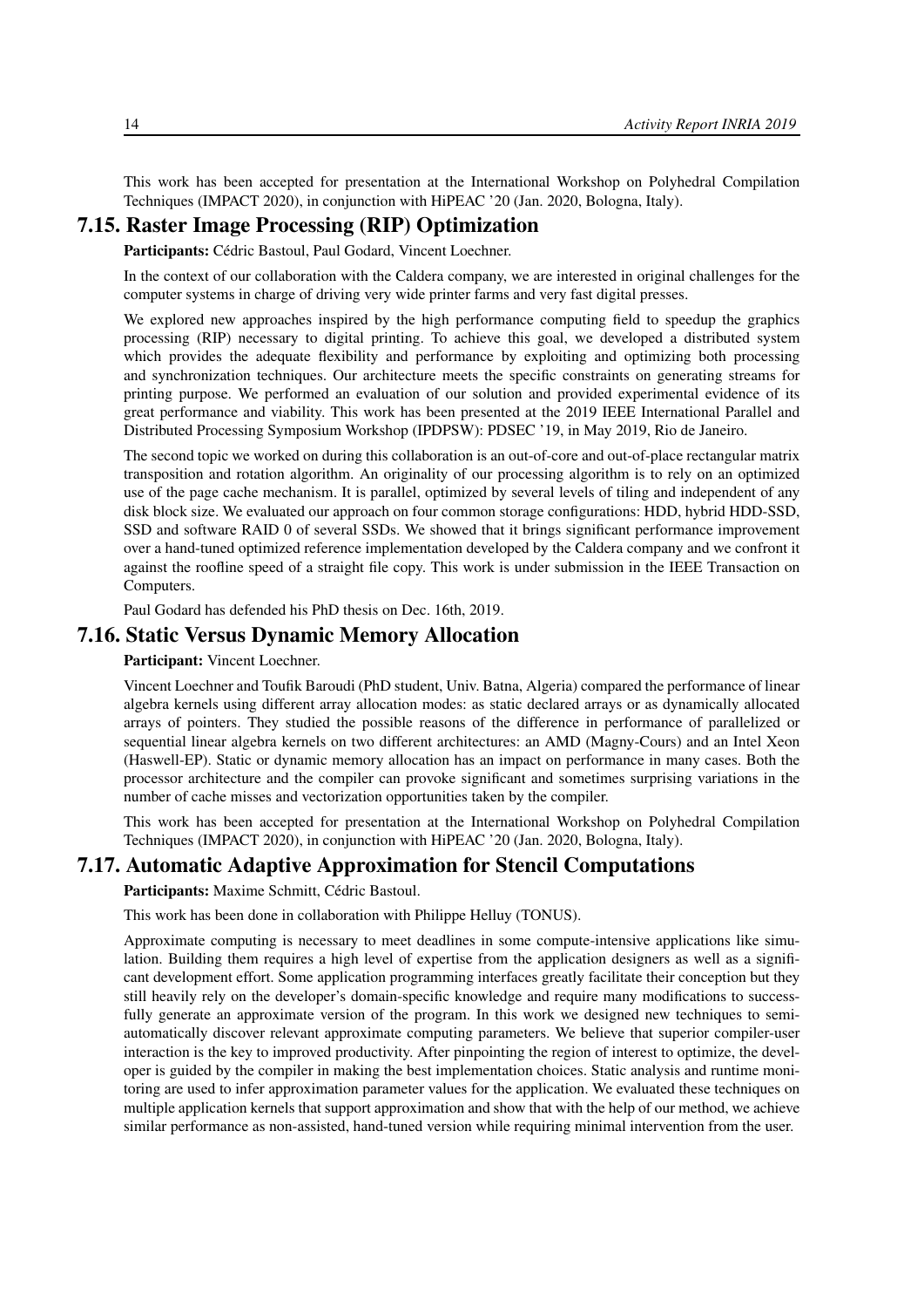This work has been accepted for presentation at the International Workshop on Polyhedral Compilation Techniques (IMPACT 2020), in conjunction with HiPEAC '20 (Jan. 2020, Bologna, Italy).

## 7.15. Raster Image Processing (RIP) Optimization

**Participants:** Cédric Bastoul, Paul Godard, Vincent Loechner.

In the context of our collaboration with the Caldera company, we are interested in original challenges for the computer systems in charge of driving very wide printer farms and very fast digital presses.

We explored new approaches inspired by the high performance computing field to speedup the graphics processing (RIP) necessary to digital printing. To achieve this goal, we developed a distributed system which provides the adequate flexibility and performance by exploiting and optimizing both processing and synchronization techniques. Our architecture meets the specific constraints on generating streams for printing purpose. We performed an evaluation of our solution and provided experimental evidence of its great performance and viability. This work has been presented at the 2019 IEEE International Parallel and Distributed Processing Symposium Workshop (IPDPSW): PDSEC '19, in May 2019, Rio de Janeiro.

The second topic we worked on during this collaboration is an out-of-core and out-of-place rectangular matrix transposition and rotation algorithm. An originality of our processing algorithm is to rely on an optimized use of the page cache mechanism. It is parallel, optimized by several levels of tiling and independent of any disk block size. We evaluated our approach on four common storage configurations: HDD, hybrid HDD-SSD, SSD and software RAID 0 of several SSDs. We showed that it brings significant performance improvement over a hand-tuned optimized reference implementation developed by the Caldera company and we confront it against the roofline speed of a straight file copy. This work is under submission in the IEEE Transaction on Computers.

Paul Godard has defended his PhD thesis on Dec. 16th, 2019.

## 7.16. Static Versus Dynamic Memory Allocation

**Participant:** Vincent Loechner.

Vincent Loechner and Toufik Baroudi (PhD student, Univ. Batna, Algeria) compared the performance of linear algebra kernels using different array allocation modes: as static declared arrays or as dynamically allocated arrays of pointers. They studied the possible reasons of the difference in performance of parallelized or sequential linear algebra kernels on two different architectures: an AMD (Magny-Cours) and an Intel Xeon (Haswell-EP). Static or dynamic memory allocation has an impact on performance in many cases. Both the processor architecture and the compiler can provoke significant and sometimes surprising variations in the number of cache misses and vectorization opportunities taken by the compiler.

This work has been accepted for presentation at the International Workshop on Polyhedral Compilation Techniques (IMPACT 2020), in conjunction with HiPEAC '20 (Jan. 2020, Bologna, Italy).

## 7.17. Automatic Adaptive Approximation for Stencil Computations

**Participants:** Maxime Schmitt, Cédric Bastoul.

This work has been done in collaboration with Philippe Helluy (TONUS).

Approximate computing is necessary to meet deadlines in some compute-intensive applications like simulation. Building them requires a high level of expertise from the application designers as well as a significant development effort. Some application programming interfaces greatly facilitate their conception but they still heavily rely on the developer's domain-specific knowledge and require many modifications to successfully generate an approximate version of the program. In this work we designed new techniques to semi-automatically discover relevant approximate computing parameters. We believe that superior compiler-user interaction is the key to improved productivity. After pinpointing the region of interest to optimize, the developer is guided by the compiler in making the best implementation choices. Static analysis and runtime monitoring are used to infer approximation parameter values for the application. We evaluated these techniques on multiple application kernels that support approximation and show that with the help of our method, we achieve similar performance as non-assisted, hand-tuned version while requiring minimal intervention from the user.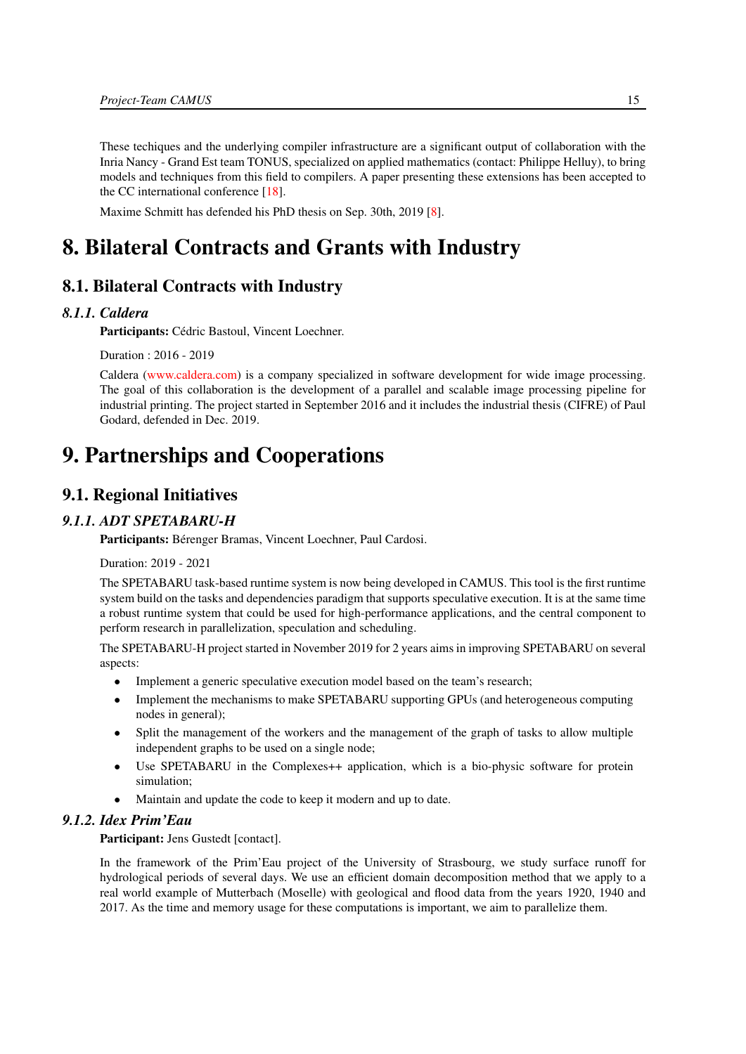These techiques and the underlying compiler infrastructure are a significant output of collaboration with the Inria Nancy - Grand Est team TONUS, specialized on applied mathematics (contact: Philippe Helluy), to bring models and techniques from this field to compilers. A paper presenting these extensions has been accepted to the CC international conference [18].

Maxime Schmitt has defended his PhD thesis on Sep. 30th, 2019 [8].

# 8. Bilateral Contracts and Grants with Industry

## 8.1. Bilateral Contracts with Industry

### *8.1.1. Caldera*

**Participants:** Cédric Bastoul, Vincent Loechner.

Duration : 2016 - 2019

Caldera (www.caldera.com) is a company specialized in software development for wide image processing. The goal of this collaboration is the development of a parallel and scalable image processing pipeline for industrial printing. The project started in September 2016 and it includes the industrial thesis (CIFRE) of Paul Godard, defended in Dec. 2019.

# 9. Partnerships and Cooperations

## 9.1. Regional Initiatives

### *9.1.1. ADT SPETABARU-H*

**Participants:** Bérenger Bramas, Vincent Loechner, Paul Cardosi.

Duration: 2019 - 2021

The SPETABARU task-based runtime system is now being developed in CAMUS. This tool is the first runtime system build on the tasks and dependencies paradigm that supports speculative execution. It is at the same time a robust runtime system that could be used for high-performance applications, and the central component to perform research in parallelization, speculation and scheduling.

The SPETABARU-H project started in November 2019 for 2 years aims in improving SPETABARU on several aspects:

- Implement a generic speculative execution model based on the team's research;
- Implement the mechanisms to make SPETABARU supporting GPUs (and heterogeneous computing nodes in general);
- Split the management of the workers and the management of the graph of tasks to allow multiple independent graphs to be used on a single node;
- Use SPETABARU in the Complexes++ application, which is a bio-physic software for protein simulation;
- Maintain and update the code to keep it modern and up to date.

### *9.1.2. Idex Prim'Eau*

**Participant:** Jens Gustedt [contact].

In the framework of the Prim'Eau project of the University of Strasbourg, we study surface runoff for hydrological periods of several days. We use an efficient domain decomposition method that we apply to a real world example of Mutterbach (Moselle) with geological and flood data from the years 1920, 1940 and 2017. As the time and memory usage for these computations is important, we aim to parallelize them.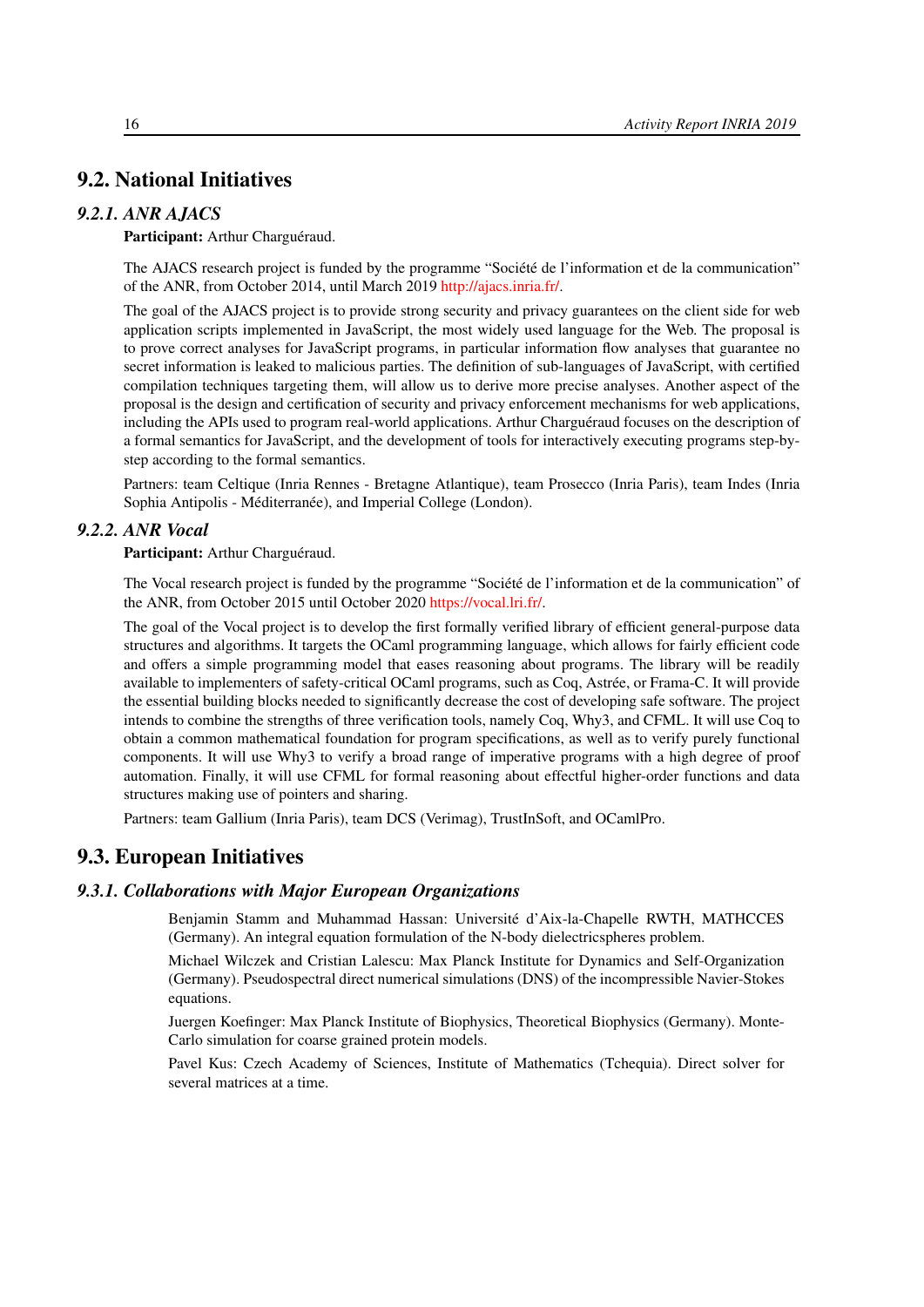## 9.2. National Initiatives

### 9.2.1. ANR AJACS

**Participant:** Arthur Charguéraud.

The AJACS research project is funded by the programme "Société de l'information et de la communication" of the ANR, from October 2014, until March 2019 http://ajacs.inria.fr/.

The goal of the AJACS project is to provide strong security and privacy guarantees on the client side for web application scripts implemented in JavaScript, the most widely used language for the Web. The proposal is to prove correct analyses for JavaScript programs, in particular information flow analyses that guarantee no secret information is leaked to malicious parties. The definition of sub-languages of JavaScript, with certified compilation techniques targeting them, will allow us to derive more precise analyses. Another aspect of the proposal is the design and certification of security and privacy enforcement mechanisms for web applications, including the APIs used to program real-world applications. Arthur Charguéraud focuses on the description of a formal semantics for JavaScript, and the development of tools for interactively executing programs step-by-step according to the formal semantics.

Partners: team Celtique (Inria Rennes - Bretagne Atlantique), team Prosecco (Inria Paris), team Indes (Inria Sophia Antipolis - Méditerranée), and Imperial College (London).

### 9.2.2. ANR Vocal

**Participant:** Arthur Charguéraud.

The Vocal research project is funded by the programme "Société de l'information et de la communication" of the ANR, from October 2015 until October 2020 https://vocal.lri.fr/.

The goal of the Vocal project is to develop the first formally verified library of efficient general-purpose data structures and algorithms. It targets the OCaml programming language, which allows for fairly efficient code and offers a simple programming model that eases reasoning about programs. The library will be readily available to implementers of safety-critical OCaml programs, such as Coq, Astrée, or Frama-C. It will provide the essential building blocks needed to significantly decrease the cost of developing safe software. The project intends to combine the strengths of three verification tools, namely Coq, Why3, and CFML. It will use Coq to obtain a common mathematical foundation for program specifications, as well as to verify purely functional components. It will use Why3 to verify a broad range of imperative programs with a high degree of proof automation. Finally, it will use CFML for formal reasoning about effectful higher-order functions and data structures making use of pointers and sharing.

Partners: team Gallium (Inria Paris), team DCS (Verimag), TrustInSoft, and OCamlPro.

## 9.3. European Initiatives

### 9.3.1. Collaborations with Major European Organizations

Benjamin Stamm and Muhammad Hassan: Université d'Aix-la-Chapelle RWTH, MATHCCES (Germany). An integral equation formulation of the N-body dielectricspheres problem.

Michael Wilczek and Cristian Lalescu: Max Planck Institute for Dynamics and Self-Organization (Germany). Pseudospectral direct numerical simulations (DNS) of the incompressible Navier-Stokes equations.

Juergen Koefinger: Max Planck Institute of Biophysics, Theoretical Biophysics (Germany). Monte-Carlo simulation for coarse grained protein models.

Pavel Kus: Czech Academy of Sciences, Institute of Mathematics (Tchequia). Direct solver for several matrices at a time.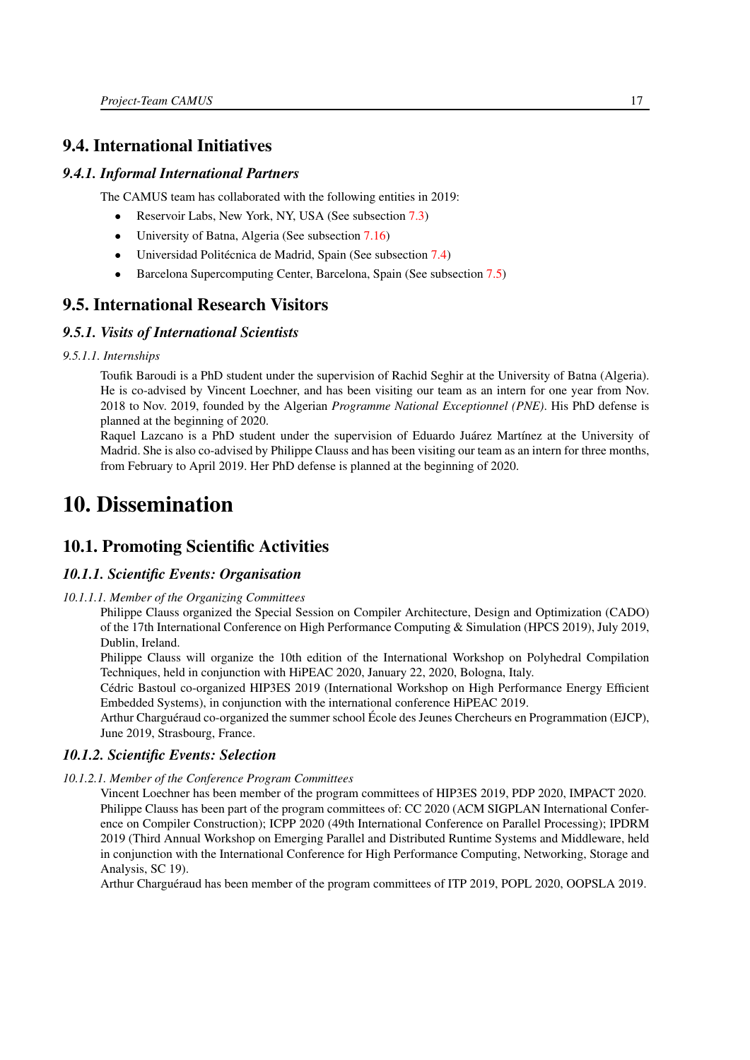## 9.4. International Initiatives

### 9.4.1. Informal International Partners

The CAMUS team has collaborated with the following entities in 2019:

- Reservoir Labs, New York, NY, USA (See subsection 7.3)
- University of Batna, Algeria (See subsection 7.16)
- Universidad Politécnica de Madrid, Spain (See subsection 7.4)
- Barcelona Supercomputing Center, Barcelona, Spain (See subsection 7.5)

## 9.5. International Research Visitors

### 9.5.1. Visits of International Scientists

#### 9.5.1.1. Internships

Toufik Baroudi is a PhD student under the supervision of Rachid Seghir at the University of Batna (Algeria). He is co-advised by Vincent Loechner, and has been visiting our team as an intern for one year from Nov. 2018 to Nov. 2019, founded by the Algerian *Programme National Exceptionnel (PNE)*. His PhD defense is planned at the beginning of 2020.

Raquel Lazcano is a PhD student under the supervision of Eduardo Juárez Martínez at the University of Madrid. She is also co-advised by Philippe Clauss and has been visiting our team as an intern for three months, from February to April 2019. Her PhD defense is planned at the beginning of 2020.

# 10. Dissemination

## 10.1. Promoting Scientific Activities

### 10.1.1. Scientific Events: Organisation

#### 10.1.1.1. Member of the Organizing Committees

Philippe Clauss organized the Special Session on Compiler Architecture, Design and Optimization (CADO) of the 17th International Conference on High Performance Computing & Simulation (HPCS 2019), July 2019, Dublin, Ireland.

Philippe Clauss will organize the 10th edition of the International Workshop on Polyhedral Compilation Techniques, held in conjunction with HiPEAC 2020, January 22, 2020, Bologna, Italy.

Cédric Bastoul co-organized HIP3ES 2019 (International Workshop on High Performance Energy Efficient Embedded Systems), in conjunction with the international conference HiPEAC 2019.

Arthur Charguéraud co-organized the summer school École des Jeunes Chercheurs en Programmation (EJCP), June 2019, Strasbourg, France.

### 10.1.2. Scientific Events: Selection

#### 10.1.2.1. Member of the Conference Program Committees

Vincent Loechner has been member of the program committees of HIP3ES 2019, PDP 2020, IMPACT 2020.

Philippe Clauss has been part of the program committees of: CC 2020 (ACM SIGPLAN International Conference on Compiler Construction); ICPP 2020 (49th International Conference on Parallel Processing); IPDRM 2019 (Third Annual Workshop on Emerging Parallel and Distributed Runtime Systems and Middleware, held in conjunction with the International Conference for High Performance Computing, Networking, Storage and Analysis, SC 19).

Arthur Charguéraud has been member of the program committees of ITP 2019, POPL 2020, OOPSLA 2019.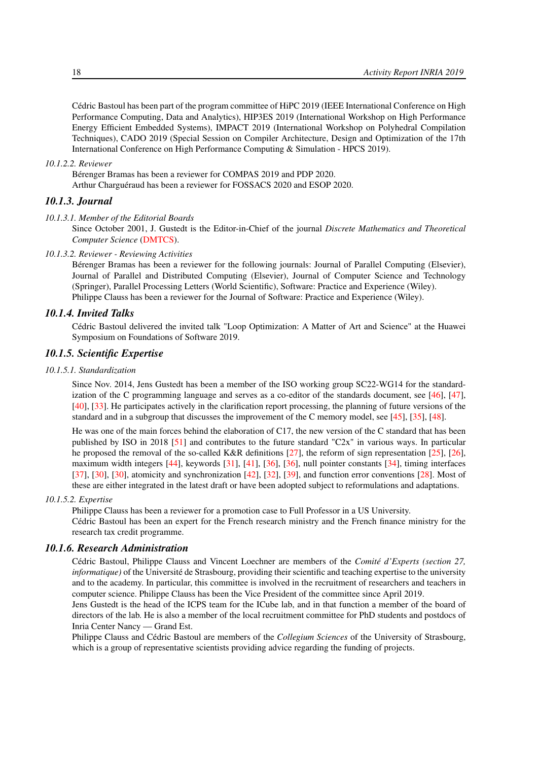Cédric Bastoul has been part of the program committee of HiPC 2019 (IEEE International Conference on High Performance Computing, Data and Analytics), HIP3ES 2019 (International Workshop on High Performance Energy Efficient Embedded Systems), IMPACT 2019 (International Workshop on Polyhedral Compilation Techniques), CADO 2019 (Special Session on Compiler Architecture, Design and Optimization of the 17th International Conference on High Performance Computing & Simulation - HPCS 2019).

*10.1.2.2. Reviewer*

Bérenger Bramas has been a reviewer for COMPAS 2019 and PDP 2020.
Arthur Charguéraud has been a reviewer for FOSSACS 2020 and ESOP 2020.

### 10.1.3. Journal

*10.1.3.1. Member of the Editorial Boards*

Since October 2001, J. Gustedt is the Editor-in-Chief of the journal *Discrete Mathematics and Theoretical Computer Science* (DMTCS).

*10.1.3.2. Reviewer - Reviewing Activities*

Bérenger Bramas has been a reviewer for the following journals: Journal of Parallel Computing (Elsevier), Journal of Parallel and Distributed Computing (Elsevier), Journal of Computer Science and Technology (Springer), Parallel Processing Letters (World Scientific), Software: Practice and Experience (Wiley).
Philippe Clauss has been a reviewer for the Journal of Software: Practice and Experience (Wiley).

### 10.1.4. Invited Talks

Cédric Bastoul delivered the invited talk "Loop Optimization: A Matter of Art and Science" at the Huawei Symposium on Foundations of Software 2019.

### 10.1.5. Scientific Expertise

*10.1.5.1. Standardization*

Since Nov. 2014, Jens Gustedt has been a member of the ISO working group SC22-WG14 for the standardization of the C programming language and serves as a co-editor of the standards document, see [46], [47], [40], [33]. He participates actively in the clarification report processing, the planning of future versions of the standard and in a subgroup that discusses the improvement of the C memory model, see [45], [35], [48].

He was one of the main forces behind the elaboration of C17, the new version of the C standard that has been published by ISO in 2018 [51] and contributes to the future standard "C2x" in various ways. In particular he proposed the removal of the so-called K&R definitions [27], the reform of sign representation [25], [26], maximum width integers [44], keywords [31], [41], [36], [36], null pointer constants [34], timing interfaces [37], [30], [30], atomicity and synchronization [42], [32], [39], and function error conventions [28]. Most of these are either integrated in the latest draft or have been adopted subject to reformulations and adaptations.

*10.1.5.2. Expertise*

Philippe Clauss has been a reviewer for a promotion case to Full Professor in a US University.
Cédric Bastoul has been an expert for the French research ministry and the French finance ministry for the research tax credit programme.

### 10.1.6. Research Administration

Cédric Bastoul, Philippe Clauss and Vincent Loechner are members of the *Comité d'Experts (section 27, informatique)* of the Université de Strasbourg, providing their scientific and teaching expertise to the university and to the academy. In particular, this committee is involved in the recruitment of researchers and teachers in computer science. Philippe Clauss has been the Vice President of the committee since April 2019.
Jens Gustedt is the head of the ICPS team for the ICube lab, and in that function a member of the board of directors of the lab. He is also a member of the local recruitment committee for PhD students and postdocs of Inria Center Nancy — Grand Est.
Philippe Clauss and Cédric Bastoul are members of the *Collegium Sciences* of the University of Strasbourg, which is a group of representative scientists providing advice regarding the funding of projects.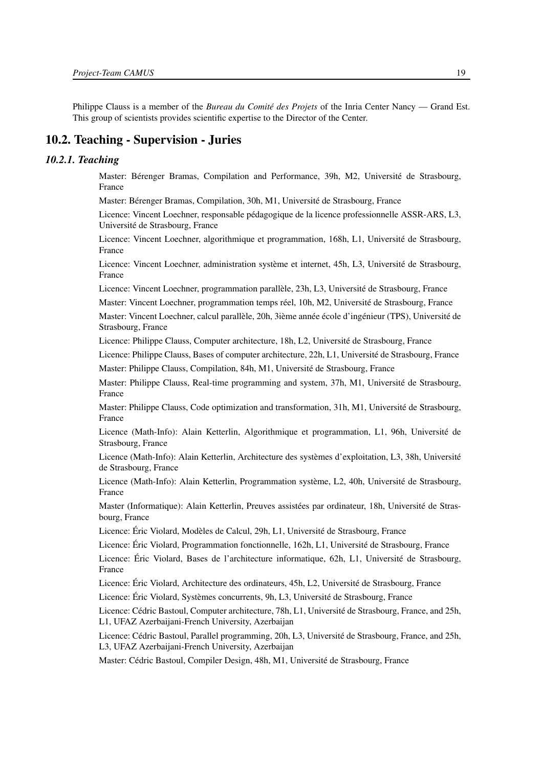Philippe Clauss is a member of the *Bureau du Comité des Projets* of the Inria Center Nancy — Grand Est. This group of scientists provides scientific expertise to the Director of the Center.

## 10.2. Teaching - Supervision - Juries

### *10.2.1. Teaching*

Master: Bérenger Bramas, Compilation and Performance, 39h, M2, Université de Strasbourg, France

Master: Bérenger Bramas, Compilation, 30h, M1, Université de Strasbourg, France

Licence: Vincent Loechner, responsable pédagogique de la licence professionnelle ASSR-ARS, L3, Université de Strasbourg, France

Licence: Vincent Loechner, algorithmique et programmation, 168h, L1, Université de Strasbourg, France

Licence: Vincent Loechner, administration système et internet, 45h, L3, Université de Strasbourg, France

Licence: Vincent Loechner, programmation parallèle, 23h, L3, Université de Strasbourg, France

Master: Vincent Loechner, programmation temps réel, 10h, M2, Université de Strasbourg, France

Master: Vincent Loechner, calcul parallèle, 20h, 3ième année école d'ingénieur (TPS), Université de Strasbourg, France

Licence: Philippe Clauss, Computer architecture, 18h, L2, Université de Strasbourg, France

Licence: Philippe Clauss, Bases of computer architecture, 22h, L1, Université de Strasbourg, France

Master: Philippe Clauss, Compilation, 84h, M1, Université de Strasbourg, France

Master: Philippe Clauss, Real-time programming and system, 37h, M1, Université de Strasbourg, France

Master: Philippe Clauss, Code optimization and transformation, 31h, M1, Université de Strasbourg, France

Licence (Math-Info): Alain Ketterlin, Algorithmique et programmation, L1, 96h, Université de Strasbourg, France

Licence (Math-Info): Alain Ketterlin, Architecture des systèmes d'exploitation, L3, 38h, Université de Strasbourg, France

Licence (Math-Info): Alain Ketterlin, Programmation système, L2, 40h, Université de Strasbourg, France

Master (Informatique): Alain Ketterlin, Preuves assistées par ordinateur, 18h, Université de Strasbourg, France

Licence: Éric Violard, Modèles de Calcul, 29h, L1, Université de Strasbourg, France

Licence: Éric Violard, Programmation fonctionnelle, 162h, L1, Université de Strasbourg, France

Licence: Éric Violard, Bases de l'architecture informatique, 62h, L1, Université de Strasbourg, France

Licence: Éric Violard, Architecture des ordinateurs, 45h, L2, Université de Strasbourg, France

Licence: Éric Violard, Systèmes concurrents, 9h, L3, Université de Strasbourg, France

Licence: Cédric Bastoul, Computer architecture, 78h, L1, Université de Strasbourg, France, and 25h, L1, UFAZ Azerbaijani-French University, Azerbaijan

Licence: Cédric Bastoul, Parallel programming, 20h, L3, Université de Strasbourg, France, and 25h, L3, UFAZ Azerbaijani-French University, Azerbaijan

Master: Cédric Bastoul, Compiler Design, 48h, M1, Université de Strasbourg, France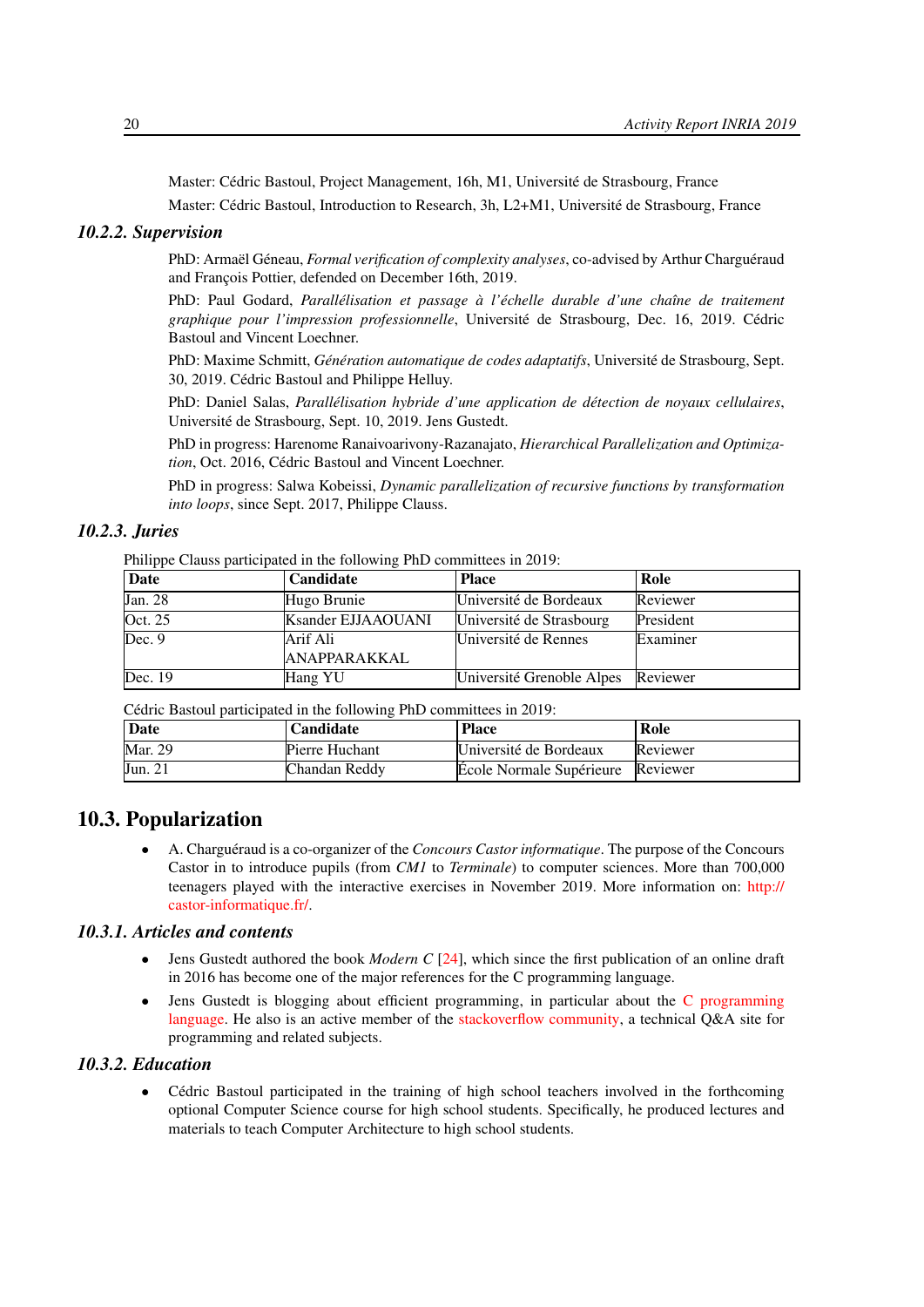Master: Cédric Bastoul, Project Management, 16h, M1, Université de Strasbourg, France

Master: Cédric Bastoul, Introduction to Research, 3h, L2+M1, Université de Strasbourg, France

### 10.2.2. Supervision

PhD: Armaël Géneau, *Formal verification of complexity analyses*, co-advised by Arthur Charguéraud and François Pottier, defended on December 16th, 2019.

PhD: Paul Godard, *Parallélisation et passage à l'échelle durable d'une chaîne de traitement graphique pour l'impression professionnelle*, Université de Strasbourg, Dec. 16, 2019. Cédric Bastoul and Vincent Loechner.

PhD: Maxime Schmitt, *Génération automatique de codes adaptatifs*, Université de Strasbourg, Sept. 30, 2019. Cédric Bastoul and Philippe Helluy.

PhD: Daniel Salas, *Parallélisation hybride d'une application de détection de noyaux cellulaires*, Université de Strasbourg, Sept. 10, 2019. Jens Gustedt.

PhD in progress: Harenome Ranaivoarivony-Razanajato, *Hierarchical Parallelization and Optimization*, Oct. 2016, Cédric Bastoul and Vincent Loechner.

PhD in progress: Salwa Kobeissi, *Dynamic parallelization of recursive functions by transformation into loops*, since Sept. 2017, Philippe Clauss.

### 10.2.3. Juries

Philippe Clauss participated in the following PhD committees in 2019:

| Date | Candidate | Place | Role |
|---|---|---|---|
| Jan. 28 | Hugo Brunie | Université de Bordeaux | Reviewer |
| Oct. 25 | Ksander EJJAAOUANI | Université de Strasbourg | President |
| Dec. 9 | Arif Ali ANAPPARAKKAL | Université de Rennes | Examiner |
| Dec. 19 | Hang YU | Université Grenoble Alpes | Reviewer |

Cédric Bastoul participated in the following PhD committees in 2019:

| Date | Candidate | Place | Role |
|---|---|---|---|
| Mar. 29 | Pierre Huchant | Université de Bordeaux | Reviewer |
| Jun. 21 | Chandan Reddy | École Normale Supérieure | Reviewer |

## 10.3. Popularization

- A. Charguéraud is a co-organizer of the *Concours Castor informatique*. The purpose of the Concours Castor in to introduce pupils (from *CM1* to *Terminale*) to computer sciences. More than 700,000 teenagers played with the interactive exercises in November 2019. More information on: http://castor-informatique.fr/.

### 10.3.1. Articles and contents

- Jens Gustedt authored the book *Modern C* [24], which since the first publication of an online draft in 2016 has become one of the major references for the C programming language.
- Jens Gustedt is blogging about efficient programming, in particular about the C programming language. He also is an active member of the stackoverflow community, a technical Q&A site for programming and related subjects.

### 10.3.2. Education

- Cédric Bastoul participated in the training of high school teachers involved in the forthcoming optional Computer Science course for high school students. Specifically, he produced lectures and materials to teach Computer Architecture to high school students.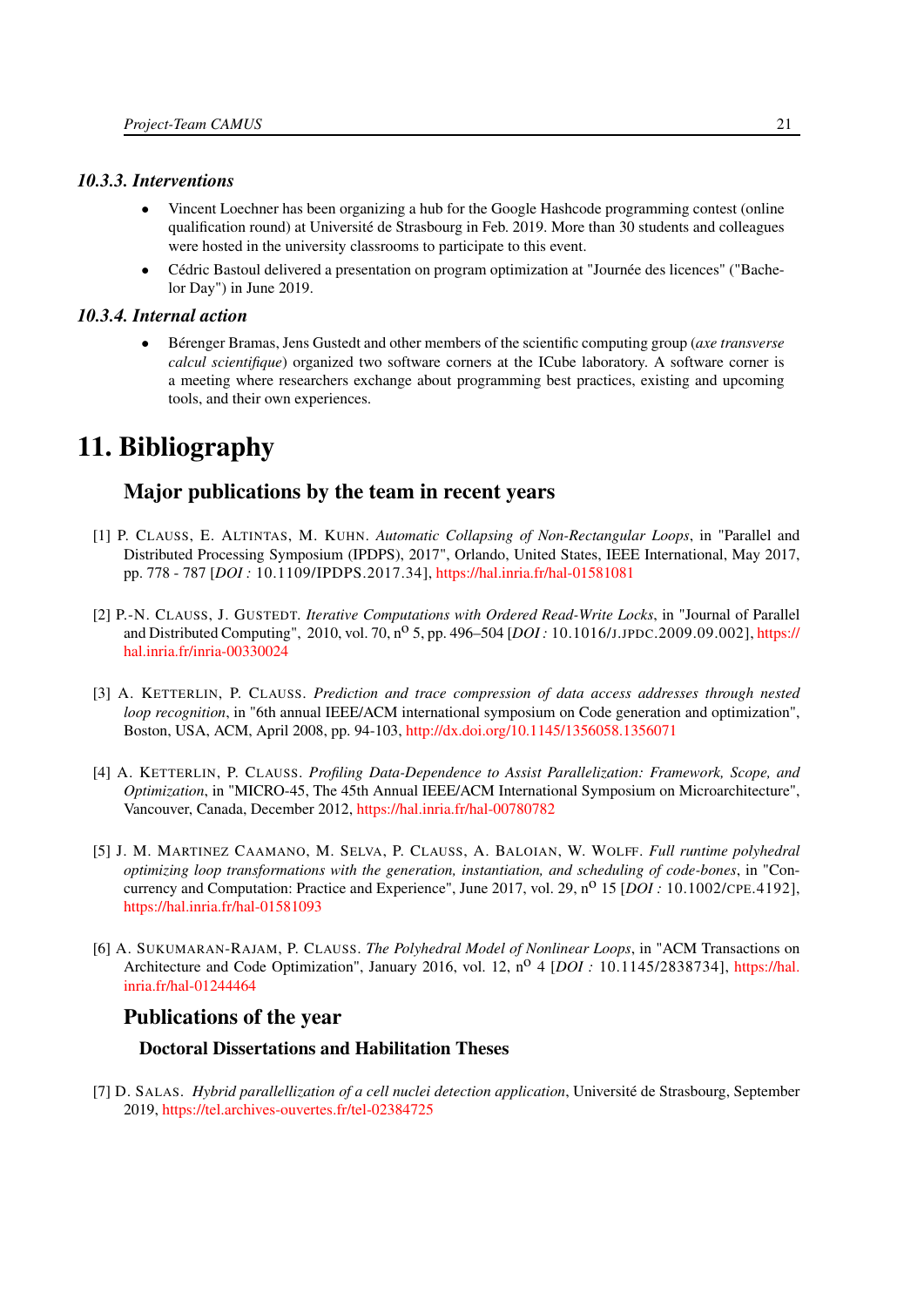#### 10.3.3. Interventions

- Vincent Loechner has been organizing a hub for the Google Hashcode programming contest (online qualification round) at Université de Strasbourg in Feb. 2019. More than 30 students and colleagues were hosted in the university classrooms to participate to this event.
- Cédric Bastoul delivered a presentation on program optimization at "Journée des licences" ("Bachelor Day") in June 2019.

#### 10.3.4. Internal action

- Bérenger Bramas, Jens Gustedt and other members of the scientific computing group (*axe transverse calcul scientifique*) organized two software corners at the ICube laboratory. A software corner is a meeting where researchers exchange about programming best practices, existing and upcoming tools, and their own experiences.

# 11. Bibliography

## Major publications by the team in recent years

[1] P. Clauss, E. Altintas, M. Kuhn. *Automatic Collapsing of Non-Rectangular Loops*, in "Parallel and Distributed Processing Symposium (IPDPS), 2017", Orlando, United States, IEEE International, May 2017, pp. 778 - 787 [*DOI :* 10.1109/IPDPS.2017.34], https://hal.inria.fr/hal-01581081

[2] P.-N. Clauss, J. Gustedt. *Iterative Computations with Ordered Read-Write Locks*, in "Journal of Parallel and Distributed Computing", 2010, vol. 70, n$^{o}$ 5, pp. 496–504 [*DOI :* 10.1016/j.jpdc.2009.09.002], https://hal.inria.fr/inria-00330024

[3] A. Ketterlin, P. Clauss. *Prediction and trace compression of data access addresses through nested loop recognition*, in "6th annual IEEE/ACM international symposium on Code generation and optimization", Boston, USA, ACM, April 2008, pp. 94-103, http://dx.doi.org/10.1145/1356058.1356071

[4] A. Ketterlin, P. Clauss. *Profiling Data-Dependence to Assist Parallelization: Framework, Scope, and Optimization*, in "MICRO-45, The 45th Annual IEEE/ACM International Symposium on Microarchitecture", Vancouver, Canada, December 2012, https://hal.inria.fr/hal-00780782

[5] J. M. Martinez Caamano, M. Selva, P. Clauss, A. Baloian, W. Wolff. *Full runtime polyhedral optimizing loop transformations with the generation, instantiation, and scheduling of code-bones*, in "Concurrency and Computation: Practice and Experience", June 2017, vol. 29, n$^{o}$ 15 [*DOI :* 10.1002/cpe.4192], https://hal.inria.fr/hal-01581093

[6] A. Sukumaran-Rajam, P. Clauss. *The Polyhedral Model of Nonlinear Loops*, in "ACM Transactions on Architecture and Code Optimization", January 2016, vol. 12, n$^{o}$ 4 [*DOI :* 10.1145/2838734], https://hal.inria.fr/hal-01244464

## Publications of the year

### Doctoral Dissertations and Habilitation Theses

[7] D. Salas. *Hybrid parallellization of a cell nuclei detection application*, Université de Strasbourg, September 2019, https://tel.archives-ouvertes.fr/tel-02384725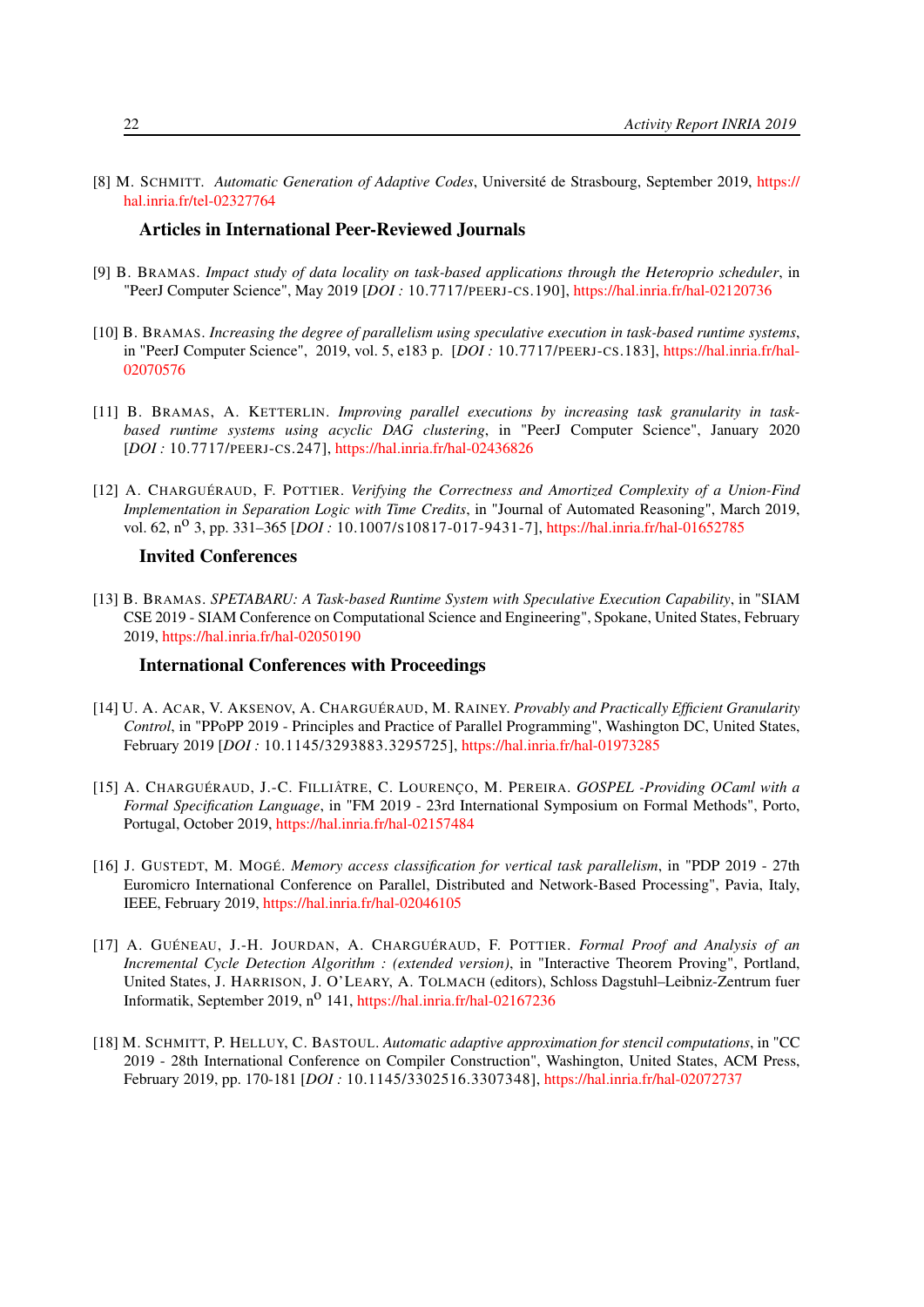[8] M. SCHMITT. *Automatic Generation of Adaptive Codes*, Université de Strasbourg, September 2019, https://hal.inria.fr/tel-02327764

### Articles in International Peer-Reviewed Journals

[9] B. BRAMAS. *Impact study of data locality on task-based applications through the Heteroprio scheduler*, in "PeerJ Computer Science", May 2019 [*DOI :* 10.7717/PEERJ-CS.190], https://hal.inria.fr/hal-02120736

[10] B. BRAMAS. *Increasing the degree of parallelism using speculative execution in task-based runtime systems*, in "PeerJ Computer Science", 2019, vol. 5, e183 p. [*DOI :* 10.7717/PEERJ-CS.183], https://hal.inria.fr/hal-02070576

[11] B. BRAMAS, A. KETTERLIN. *Improving parallel executions by increasing task granularity in task-based runtime systems using acyclic DAG clustering*, in "PeerJ Computer Science", January 2020 [*DOI :* 10.7717/PEERJ-CS.247], https://hal.inria.fr/hal-02436826

[12] A. CHARGUÉRAUD, F. POTTIER. *Verifying the Correctness and Amortized Complexity of a Union-Find Implementation in Separation Logic with Time Credits*, in "Journal of Automated Reasoning", March 2019, vol. 62, n$^{o}$ 3, pp. 331–365 [*DOI :* 10.1007/S10817-017-9431-7], https://hal.inria.fr/hal-01652785

### Invited Conferences

[13] B. BRAMAS. *SPETABARU: A Task-based Runtime System with Speculative Execution Capability*, in "SIAM CSE 2019 - SIAM Conference on Computational Science and Engineering", Spokane, United States, February 2019, https://hal.inria.fr/hal-02050190

### International Conferences with Proceedings

[14] U. A. ACAR, V. AKSENOV, A. CHARGUÉRAUD, M. RAINEY. *Provably and Practically Efficient Granularity Control*, in "PPoPP 2019 - Principles and Practice of Parallel Programming", Washington DC, United States, February 2019 [*DOI :* 10.1145/3293883.3295725], https://hal.inria.fr/hal-01973285

[15] A. CHARGUÉRAUD, J.-C. FILLIÂTRE, C. LOURENÇO, M. PEREIRA. *GOSPEL -Providing OCaml with a Formal Specification Language*, in "FM 2019 - 23rd International Symposium on Formal Methods", Porto, Portugal, October 2019, https://hal.inria.fr/hal-02157484

[16] J. GUSTEDT, M. MOGÉ. *Memory access classification for vertical task parallelism*, in "PDP 2019 - 27th Euromicro International Conference on Parallel, Distributed and Network-Based Processing", Pavia, Italy, IEEE, February 2019, https://hal.inria.fr/hal-02046105

[17] A. GUÉNEAU, J.-H. JOURDAN, A. CHARGUÉRAUD, F. POTTIER. *Formal Proof and Analysis of an Incremental Cycle Detection Algorithm : (extended version)*, in "Interactive Theorem Proving", Portland, United States, J. HARRISON, J. O'LEARY, A. TOLMACH (editors), Schloss Dagstuhl–Leibniz-Zentrum fuer Informatik, September 2019, n$^{o}$ 141, https://hal.inria.fr/hal-02167236

[18] M. SCHMITT, P. HELLUY, C. BASTOUL. *Automatic adaptive approximation for stencil computations*, in "CC 2019 - 28th International Conference on Compiler Construction", Washington, United States, ACM Press, February 2019, pp. 170-181 [*DOI :* 10.1145/3302516.3307348], https://hal.inria.fr/hal-02072737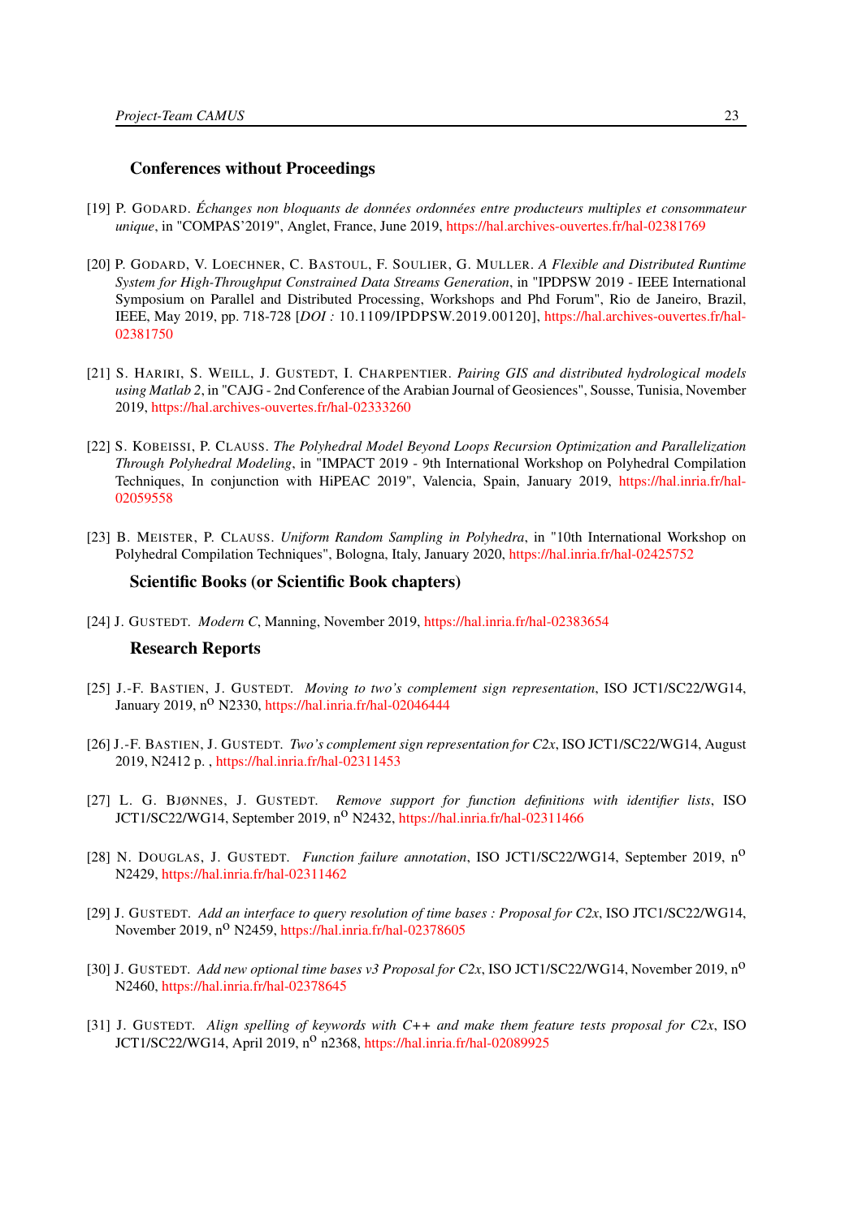### Conferences without Proceedings

[19] P. GODARD. *Échanges non bloquants de données ordonnées entre producteurs multiples et consommateur unique*, in "COMPAS'2019", Anglet, France, June 2019, https://hal.archives-ouvertes.fr/hal-02381769

[20] P. GODARD, V. LOECHNER, C. BASTOUL, F. SOULIER, G. MULLER. *A Flexible and Distributed Runtime System for High-Throughput Constrained Data Streams Generation*, in "IPDPSW 2019 - IEEE International Symposium on Parallel and Distributed Processing, Workshops and Phd Forum", Rio de Janeiro, Brazil, IEEE, May 2019, pp. 718-728 [*DOI :* 10.1109/IPDPSW.2019.00120], https://hal.archives-ouvertes.fr/hal-02381750

[21] S. HARIRI, S. WEILL, J. GUSTEDT, I. CHARPENTIER. *Pairing GIS and distributed hydrological models using Matlab 2*, in "CAJG - 2nd Conference of the Arabian Journal of Geosciences", Sousse, Tunisia, November 2019, https://hal.archives-ouvertes.fr/hal-02333260

[22] S. KOBEISSI, P. CLAUSS. *The Polyhedral Model Beyond Loops Recursion Optimization and Parallelization Through Polyhedral Modeling*, in "IMPACT 2019 - 9th International Workshop on Polyhedral Compilation Techniques, In conjunction with HiPEAC 2019", Valencia, Spain, January 2019, https://hal.inria.fr/hal-02059558

[23] B. MEISTER, P. CLAUSS. *Uniform Random Sampling in Polyhedra*, in "10th International Workshop on Polyhedral Compilation Techniques", Bologna, Italy, January 2020, https://hal.inria.fr/hal-02425752

### Scientific Books (or Scientific Book chapters)

[24] J. GUSTEDT. *Modern C*, Manning, November 2019, https://hal.inria.fr/hal-02383654

### Research Reports

[25] J.-F. BASTIEN, J. GUSTEDT. *Moving to two's complement sign representation*, ISO JCT1/SC22/WG14, January 2019, n$^{o}$ N2330, https://hal.inria.fr/hal-02046444

[26] J.-F. BASTIEN, J. GUSTEDT. *Two's complement sign representation for C2x*, ISO JCT1/SC22/WG14, August 2019, N2412 p. , https://hal.inria.fr/hal-02311453

[27] L. G. BJØNNES, J. GUSTEDT. *Remove support for function definitions with identifier lists*, ISO JCT1/SC22/WG14, September 2019, n$^{o}$ N2432, https://hal.inria.fr/hal-02311466

[28] N. DOUGLAS, J. GUSTEDT. *Function failure annotation*, ISO JCT1/SC22/WG14, September 2019, n$^{o}$ N2429, https://hal.inria.fr/hal-02311462

[29] J. GUSTEDT. *Add an interface to query resolution of time bases : Proposal for C2x*, ISO JTC1/SC22/WG14, November 2019, n$^{o}$ N2459, https://hal.inria.fr/hal-02378605

[30] J. GUSTEDT. *Add new optional time bases v3 Proposal for C2x*, ISO JCT1/SC22/WG14, November 2019, n$^{o}$ N2460, https://hal.inria.fr/hal-02378645

[31] J. GUSTEDT. *Align spelling of keywords with C++ and make them feature tests proposal for C2x*, ISO JCT1/SC22/WG14, April 2019, n$^{o}$ n2368, https://hal.inria.fr/hal-02089925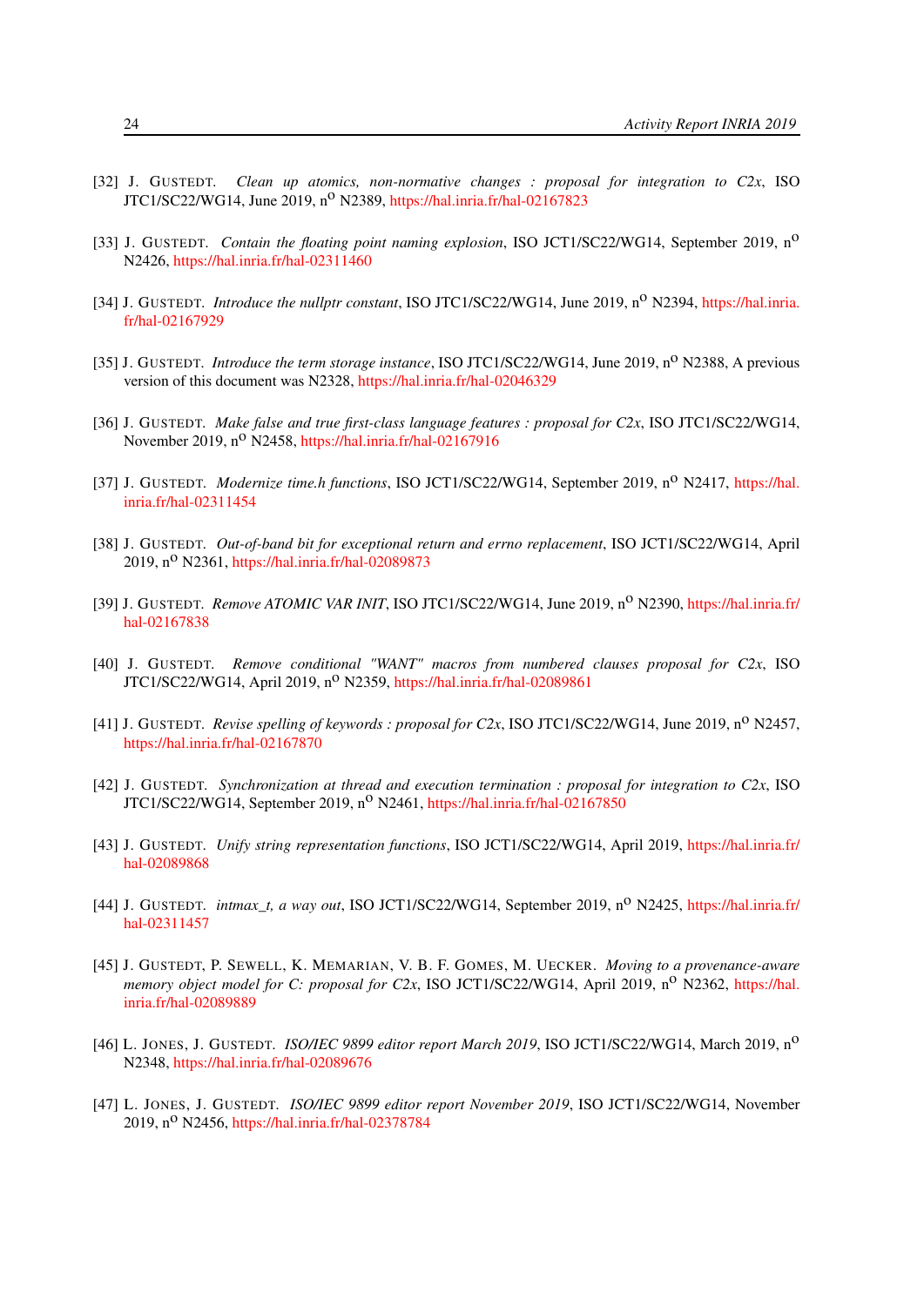[32] J. Gustedt. *Clean up atomics, non-normative changes : proposal for integration to C2x*, ISO JTC1/SC22/WG14, June 2019, n$^{o}$ N2389, https://hal.inria.fr/hal-02167823

[33] J. Gustedt. *Contain the floating point naming explosion*, ISO JCT1/SC22/WG14, September 2019, n$^{o}$ N2426, https://hal.inria.fr/hal-02311460

[34] J. Gustedt. *Introduce the nullptr constant*, ISO JTC1/SC22/WG14, June 2019, n$^{o}$ N2394, https://hal.inria.fr/hal-02167929

[35] J. Gustedt. *Introduce the term storage instance*, ISO JTC1/SC22/WG14, June 2019, n$^{o}$ N2388, A previous version of this document was N2328, https://hal.inria.fr/hal-02046329

[36] J. Gustedt. *Make false and true first-class language features : proposal for C2x*, ISO JTC1/SC22/WG14, November 2019, n$^{o}$ N2458, https://hal.inria.fr/hal-02167916

[37] J. Gustedt. *Modernize time.h functions*, ISO JCT1/SC22/WG14, September 2019, n$^{o}$ N2417, https://hal.inria.fr/hal-02311454

[38] J. Gustedt. *Out-of-band bit for exceptional return and errno replacement*, ISO JCT1/SC22/WG14, April 2019, n$^{o}$ N2361, https://hal.inria.fr/hal-02089873

[39] J. Gustedt. *Remove ATOMIC VAR INIT*, ISO JTC1/SC22/WG14, June 2019, n$^{o}$ N2390, https://hal.inria.fr/hal-02167838

[40] J. Gustedt. *Remove conditional "WANT" macros from numbered clauses proposal for C2x*, ISO JTC1/SC22/WG14, April 2019, n$^{o}$ N2359, https://hal.inria.fr/hal-02089861

[41] J. Gustedt. *Revise spelling of keywords : proposal for C2x*, ISO JTC1/SC22/WG14, June 2019, n$^{o}$ N2457, https://hal.inria.fr/hal-02167870

[42] J. Gustedt. *Synchronization at thread and execution termination : proposal for integration to C2x*, ISO JTC1/SC22/WG14, September 2019, n$^{o}$ N2461, https://hal.inria.fr/hal-02167850

[43] J. Gustedt. *Unify string representation functions*, ISO JCT1/SC22/WG14, April 2019, https://hal.inria.fr/hal-02089868

[44] J. Gustedt. *intmax_t, a way out*, ISO JCT1/SC22/WG14, September 2019, n$^{o}$ N2425, https://hal.inria.fr/hal-02311457

[45] J. Gustedt, P. Sewell, K. Memarian, V. B. F. Gomes, M. Uecker. *Moving to a provenance-aware memory object model for C: proposal for C2x*, ISO JCT1/SC22/WG14, April 2019, n$^{o}$ N2362, https://hal.inria.fr/hal-02089889

[46] L. Jones, J. Gustedt. *ISO/IEC 9899 editor report March 2019*, ISO JCT1/SC22/WG14, March 2019, n$^{o}$ N2348, https://hal.inria.fr/hal-02089676

[47] L. Jones, J. Gustedt. *ISO/IEC 9899 editor report November 2019*, ISO JCT1/SC22/WG14, November 2019, n$^{o}$ N2456, https://hal.inria.fr/hal-02378784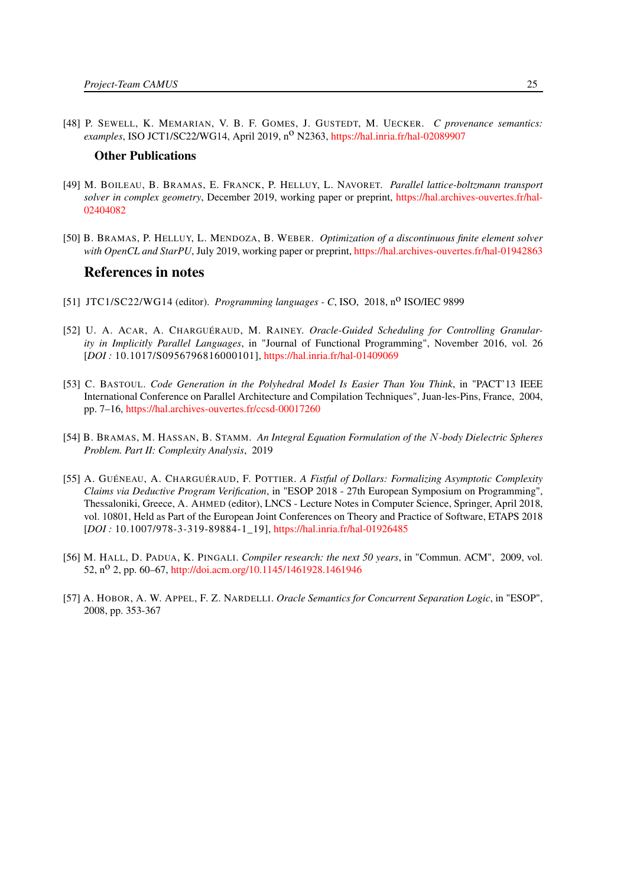[48] P. SEWELL, K. MEMARIAN, V. B. F. GOMES, J. GUSTEDT, M. UECKER. *C provenance semantics: examples*, ISO JCT1/SC22/WG14, April 2019, n$^{o}$ N2363, https://hal.inria.fr/hal-02089907

### Other Publications

[49] M. BOILEAU, B. BRAMAS, E. FRANCK, P. HELLUY, L. NAVORET. *Parallel lattice-boltzmann transport solver in complex geometry*, December 2019, working paper or preprint, https://hal.archives-ouvertes.fr/hal-02404082

[50] B. BRAMAS, P. HELLUY, L. MENDOZA, B. WEBER. *Optimization of a discontinuous finite element solver with OpenCL and StarPU*, July 2019, working paper or preprint, https://hal.archives-ouvertes.fr/hal-01942863

## References in notes

[51] JTC1/SC22/WG14 (editor). *Programming languages - C*, ISO, 2018, n$^{o}$ ISO/IEC 9899

[52] U. A. ACAR, A. CHARGUÉRAUD, M. RAINEY. *Oracle-Guided Scheduling for Controlling Granularity in Implicitly Parallel Languages*, in "Journal of Functional Programming", November 2016, vol. 26 [*DOI :* 10.1017/S0956796816000101], https://hal.inria.fr/hal-01409069

[53] C. BASTOUL. *Code Generation in the Polyhedral Model Is Easier Than You Think*, in "PACT'13 IEEE International Conference on Parallel Architecture and Compilation Techniques", Juan-les-Pins, France, 2004, pp. 7–16, https://hal.archives-ouvertes.fr/ccsd-00017260

[54] B. BRAMAS, M. HASSAN, B. STAMM. *An Integral Equation Formulation of the $N$-body Dielectric Spheres Problem. Part II: Complexity Analysis*, 2019

[55] A. GUÉNEAU, A. CHARGUÉRAUD, F. POTTIER. *A Fistful of Dollars: Formalizing Asymptotic Complexity Claims via Deductive Program Verification*, in "ESOP 2018 - 27th European Symposium on Programming", Thessaloniki, Greece, A. AHMED (editor), LNCS - Lecture Notes in Computer Science, Springer, April 2018, vol. 10801, Held as Part of the European Joint Conferences on Theory and Practice of Software, ETAPS 2018 [*DOI :* 10.1007/978-3-319-89884-1_19], https://hal.inria.fr/hal-01926485

[56] M. HALL, D. PADUA, K. PINGALI. *Compiler research: the next 50 years*, in "Commun. ACM", 2009, vol. 52, n$^{o}$ 2, pp. 60–67, http://doi.acm.org/10.1145/1461928.1461946

[57] A. HOBOR, A. W. APPEL, F. Z. NARDELLI. *Oracle Semantics for Concurrent Separation Logic*, in "ESOP", 2008, pp. 353-367